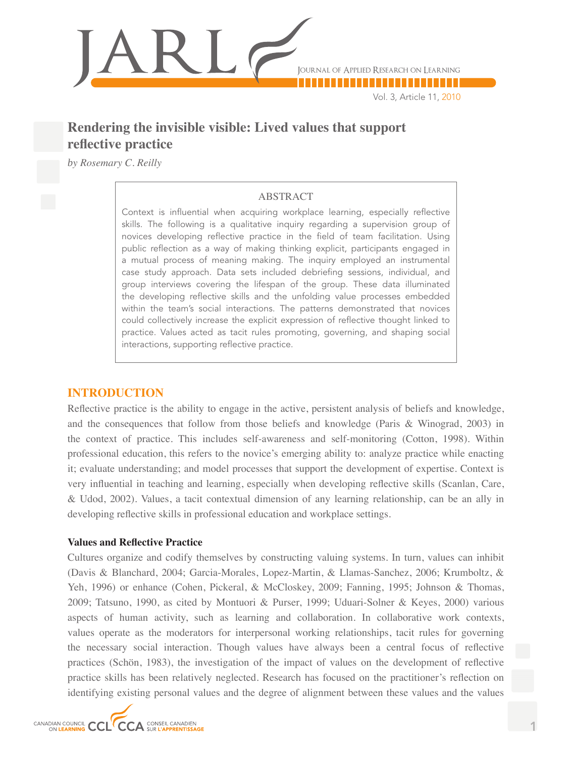# Rendering the invisible visible: Lived values that support reflective practice

*by Rosemary C. Reilly*

## ABSTRACT

Context is influential when acquiring workplace learning, especially reflective skills. The following is a qualitative inquiry regarding a supervision group of novices developing reflective practice in the field of team facilitation. Using public reflection as a way of making thinking explicit, participants engaged in a mutual process of meaning making. The inquiry employed an instrumental case study approach. Data sets included debriefing sessions, individual, and group interviews covering the lifespan of the group. These data illuminated the developing reflective skills and the unfolding value processes embedded within the team's social interactions. The patterns demonstrated that novices could collectively increase the explicit expression of reflective thought linked to practice. Values acted as tacit rules promoting, governing, and shaping social interactions, supporting reflective practice.

## INTRODUCTION

Reflective practice is the ability to engage in the active, persistent analysis of beliefs and knowledge, and the consequences that follow from those beliefs and knowledge (Paris & Winograd, 2003) in the context of practice. This includes self-awareness and self-monitoring (Cotton, 1998). Within professional education, this refers to the novice's emerging ability to: analyze practice while enacting it; evaluate understanding; and model processes that support the development of expertise. Context is very influential in teaching and learning, especially when developing reflective skills (Scanlan, Care, & Udod, 2002). Values, a tacit contextual dimension of any learning relationship, can be an ally in developing reflective skills in professional education and workplace settings.

### Values and Reflective Practice

Cultures organize and codify themselves by constructing valuing systems. In turn, values can inhibit (Davis & Blanchard, 2004; Garcia-Morales, Lopez-Martin, & Llamas-Sanchez, 2006; Krumboltz, & Yeh, 1996) or enhance (Cohen, Pickeral, & McCloskey, 2009; Fanning, 1995; Johnson & Thomas, 2009; Tatsuno, 1990, as cited by Montuori & Purser, 1999; Uduari-Solner & Keyes, 2000) various aspects of human activity, such as learning and collaboration. In collaborative work contexts, values operate as the moderators for interpersonal working relationships, tacit rules for governing the necessary social interaction. Though values have always been a central focus of reflective practices (Schön, 1983), the investigation of the impact of values on the development of reflective practice skills has been relatively neglected. Research has focused on the practitioner's reflection on identifying existing personal values and the degree of alignment between these values and the values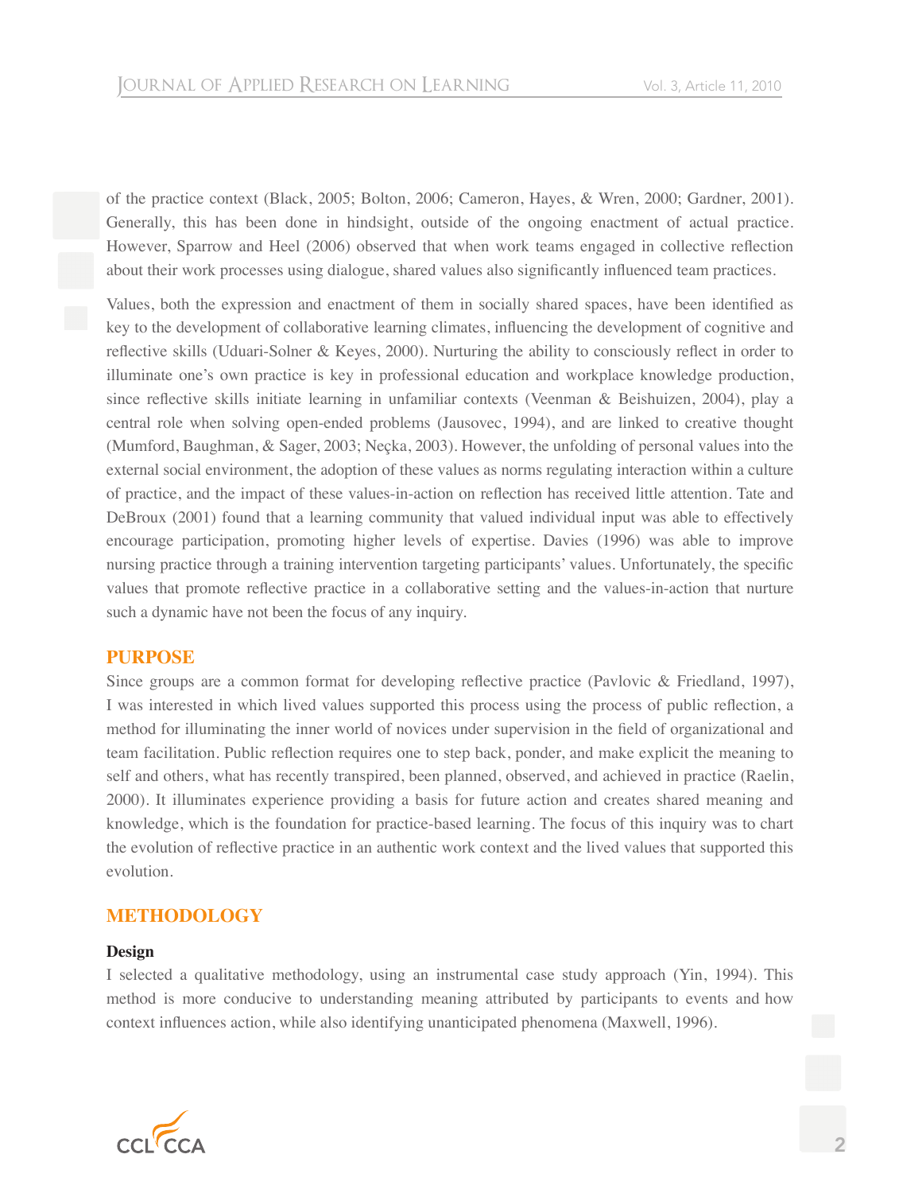of the practice context (Black, 2005; Bolton, 2006; Cameron, Hayes, & Wren, 2000; Gardner, 2001). Generally, this has been done in hindsight, outside of the ongoing enactment of actual practice. However, Sparrow and Heel (2006) observed that when work teams engaged in collective reflection about their work processes using dialogue, shared values also significantly influenced team practices.

Values, both the expression and enactment of them in socially shared spaces, have been identified as key to the development of collaborative learning climates, influencing the development of cognitive and reflective skills (Uduari-Solner & Keyes, 2000). Nurturing the ability to consciously reflect in order to illuminate one's own practice is key in professional education and workplace knowledge production, since reflective skills initiate learning in unfamiliar contexts (Veenman & Beishuizen, 2004), play a central role when solving open-ended problems (Jausovec, 1994), and are linked to creative thought (Mumford, Baughman, & Sager, 2003; Neçka, 2003). However, the unfolding of personal values into the external social environment, the adoption of these values as norms regulating interaction within a culture of practice, and the impact of these values-in-action on reflection has received little attention. Tate and DeBroux (2001) found that a learning community that valued individual input was able to effectively encourage participation, promoting higher levels of expertise. Davies (1996) was able to improve nursing practice through a training intervention targeting participants' values. Unfortunately, the specific values that promote reflective practice in a collaborative setting and the values-in-action that nurture such a dynamic have not been the focus of any inquiry.

## PURPOSE

Since groups are a common format for developing reflective practice (Pavlovic & Friedland, 1997), I was interested in which lived values supported this process using the process of public reflection, a method for illuminating the inner world of novices under supervision in the field of organizational and team facilitation. Public reflection requires one to step back, ponder, and make explicit the meaning to self and others, what has recently transpired, been planned, observed, and achieved in practice (Raelin, 2000). It illuminates experience providing a basis for future action and creates shared meaning and knowledge, which is the foundation for practice-based learning. The focus of this inquiry was to chart the evolution of reflective practice in an authentic work context and the lived values that supported this evolution.

## METHODOLOGY

### Design

I selected a qualitative methodology, using an instrumental case study approach (Yin, 1994). This method is more conducive to understanding meaning attributed by participants to events and how context influences action, while also identifying unanticipated phenomena (Maxwell, 1996).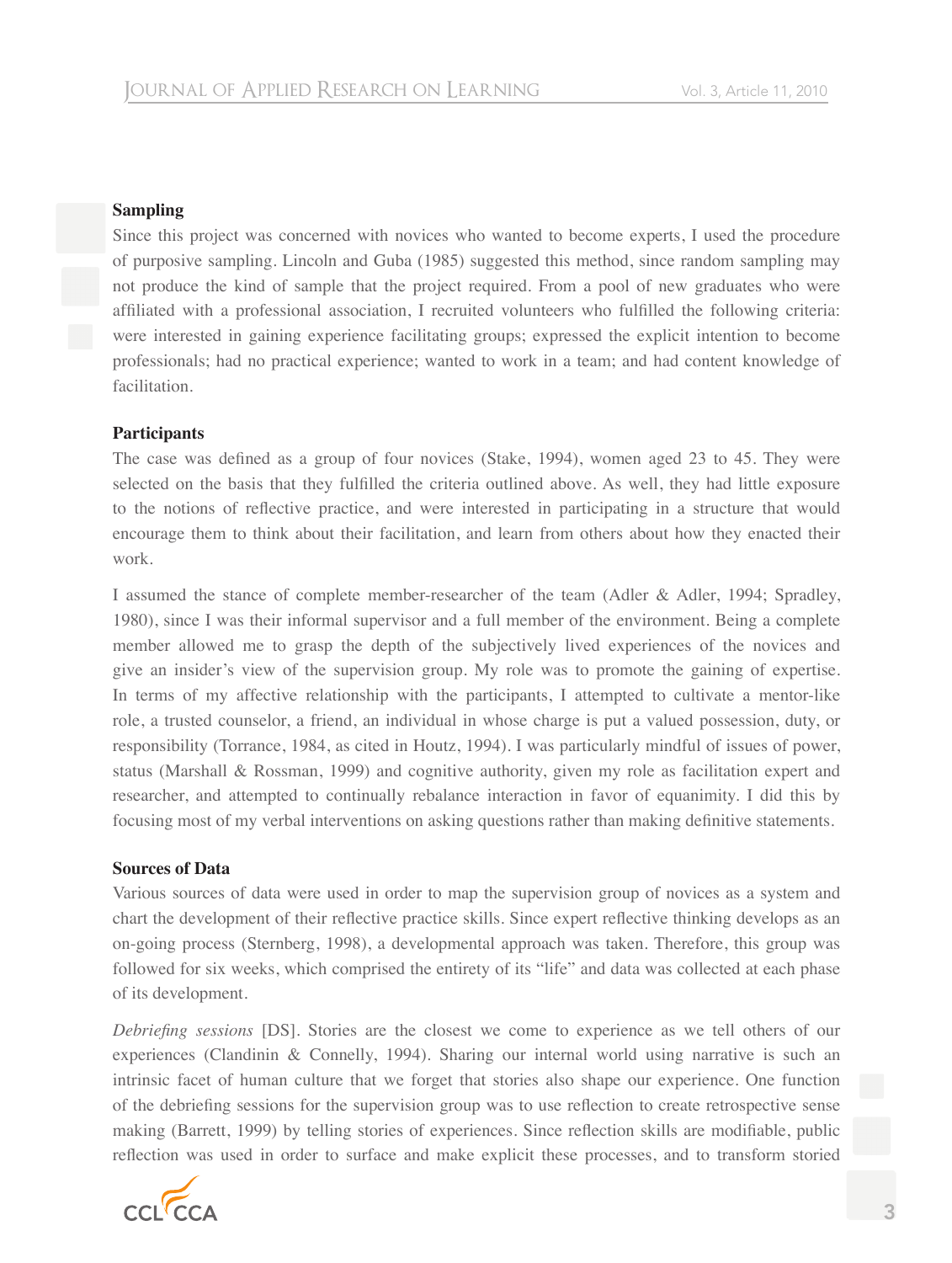### Sampling

Since this project was concerned with novices who wanted to become experts, I used the procedure of purposive sampling. Lincoln and Guba (1985) suggested this method, since random sampling may not produce the kind of sample that the project required. From a pool of new graduates who were affiliated with a professional association, I recruited volunteers who fulfilled the following criteria: were interested in gaining experience facilitating groups; expressed the explicit intention to become professionals; had no practical experience; wanted to work in a team; and had content knowledge of facilitation.

### Participants

The case was defined as a group of four novices (Stake, 1994), women aged 23 to 45. They were selected on the basis that they fulfilled the criteria outlined above. As well, they had little exposure to the notions of reflective practice, and were interested in participating in a structure that would encourage them to think about their facilitation, and learn from others about how they enacted their work.

I assumed the stance of complete member-researcher of the team (Adler & Adler, 1994; Spradley, 1980), since I was their informal supervisor and a full member of the environment. Being a complete member allowed me to grasp the depth of the subjectively lived experiences of the novices and give an insider's view of the supervision group. My role was to promote the gaining of expertise. In terms of my affective relationship with the participants, I attempted to cultivate a mentor-like role, a trusted counselor, a friend, an individual in whose charge is put a valued possession, duty, or responsibility (Torrance, 1984, as cited in Houtz, 1994). I was particularly mindful of issues of power, status (Marshall & Rossman, 1999) and cognitive authority, given my role as facilitation expert and researcher, and attempted to continually rebalance interaction in favor of equanimity. I did this by focusing most of my verbal interventions on asking questions rather than making definitive statements.

### Sources of Data

Various sources of data were used in order to map the supervision group of novices as a system and chart the development of their reflective practice skills. Since expert reflective thinking develops as an on-going process (Sternberg, 1998), a developmental approach was taken. Therefore, this group was followed for six weeks, which comprised the entirety of its "life" and data was collected at each phase of its development.

*Debriefing sessions* [DS]. Stories are the closest we come to experience as we tell others of our experiences (Clandinin & Connelly, 1994). Sharing our internal world using narrative is such an intrinsic facet of human culture that we forget that stories also shape our experience. One function of the debriefing sessions for the supervision group was to use reflection to create retrospective sense making (Barrett, 1999) by telling stories of experiences. Since reflection skills are modifiable, public reflection was used in order to surface and make explicit these processes, and to transform storied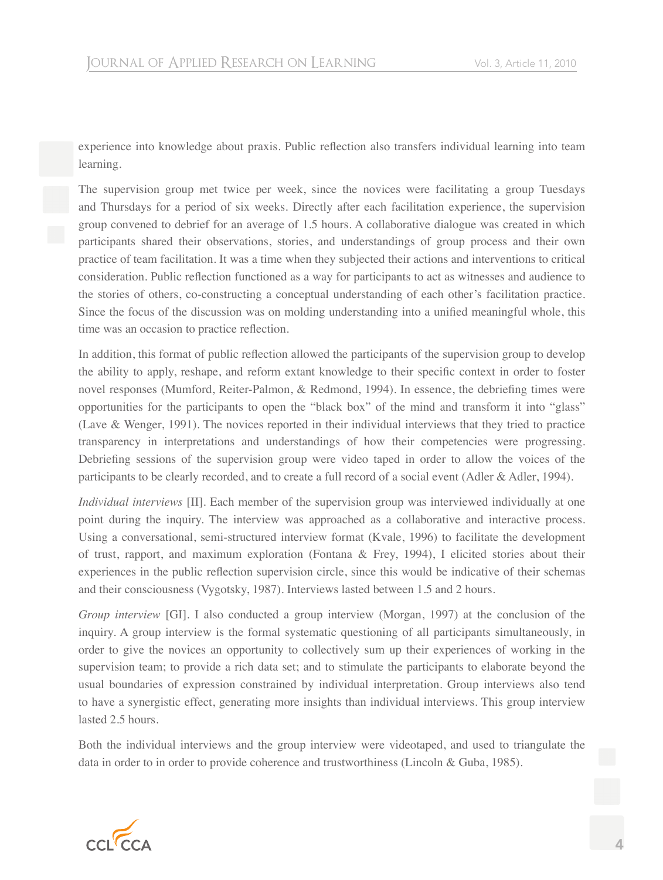experience into knowledge about praxis. Public reflection also transfers individual learning into team learning.

The supervision group met twice per week, since the novices were facilitating a group Tuesdays and Thursdays for a period of six weeks. Directly after each facilitation experience, the supervision group convened to debrief for an average of 1.5 hours. A collaborative dialogue was created in which participants shared their observations, stories, and understandings of group process and their own practice of team facilitation. It was a time when they subjected their actions and interventions to critical consideration. Public reflection functioned as a way for participants to act as witnesses and audience to the stories of others, co-constructing a conceptual understanding of each other's facilitation practice. Since the focus of the discussion was on molding understanding into a unified meaningful whole, this time was an occasion to practice reflection.

In addition, this format of public reflection allowed the participants of the supervision group to develop the ability to apply, reshape, and reform extant knowledge to their specific context in order to foster novel responses (Mumford, Reiter-Palmon, & Redmond, 1994). In essence, the debriefing times were opportunities for the participants to open the "black box" of the mind and transform it into "glass" (Lave & Wenger, 1991). The novices reported in their individual interviews that they tried to practice transparency in interpretations and understandings of how their competencies were progressing. Debriefing sessions of the supervision group were video taped in order to allow the voices of the participants to be clearly recorded, and to create a full record of a social event (Adler & Adler, 1994).

*Individual interviews* [II]. Each member of the supervision group was interviewed individually at one point during the inquiry. The interview was approached as a collaborative and interactive process. Using a conversational, semi-structured interview format (Kvale, 1996) to facilitate the development of trust, rapport, and maximum exploration (Fontana & Frey, 1994), I elicited stories about their experiences in the public reflection supervision circle, since this would be indicative of their schemas and their consciousness (Vygotsky, 1987). Interviews lasted between 1.5 and 2 hours.

*Group interview* [GI]. I also conducted a group interview (Morgan, 1997) at the conclusion of the inquiry. A group interview is the formal systematic questioning of all participants simultaneously, in order to give the novices an opportunity to collectively sum up their experiences of working in the supervision team; to provide a rich data set; and to stimulate the participants to elaborate beyond the usual boundaries of expression constrained by individual interpretation. Group interviews also tend to have a synergistic effect, generating more insights than individual interviews. This group interview lasted 2.5 hours.

Both the individual interviews and the group interview were videotaped, and used to triangulate the data in order to in order to provide coherence and trustworthiness (Lincoln & Guba, 1985).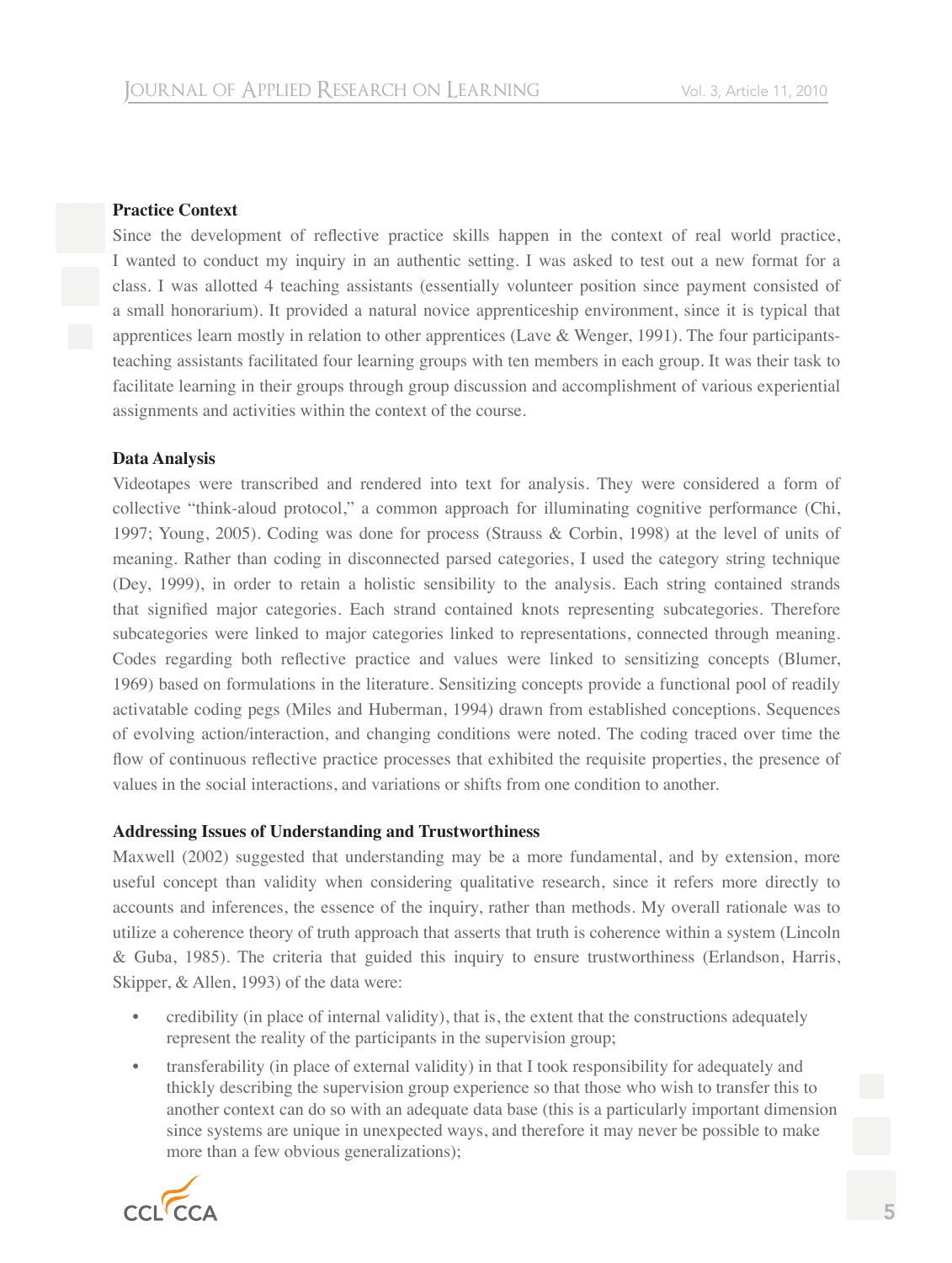### Practice Context

Since the development of reflective practice skills happen in the context of real world practice, I wanted to conduct my inquiry in an authentic setting. I was asked to test out a new format for a class. I was allotted 4 teaching assistants (essentially volunteer position since payment consisted of a small honorarium). It provided a natural novice apprenticeship environment, since it is typical that apprentices learn mostly in relation to other apprentices (Lave & Wenger, 1991). The four participants-teaching assistants facilitated four learning groups with ten members in each group. It was their task to facilitate learning in their groups through group discussion and accomplishment of various experiential assignments and activities within the context of the course.

### Data Analysis

Videotapes were transcribed and rendered into text for analysis. They were considered a form of collective "think-aloud protocol," a common approach for illuminating cognitive performance (Chi, 1997; Young, 2005). Coding was done for process (Strauss & Corbin, 1998) at the level of units of meaning. Rather than coding in disconnected parsed categories, I used the category string technique (Dey, 1999), in order to retain a holistic sensibility to the analysis. Each string contained strands that signified major categories. Each strand contained knots representing subcategories. Therefore subcategories were linked to major categories linked to representations, connected through meaning. Codes regarding both reflective practice and values were linked to sensitizing concepts (Blumer, 1969) based on formulations in the literature. Sensitizing concepts provide a functional pool of readily activatable coding pegs (Miles and Huberman, 1994) drawn from established conceptions. Sequences of evolving action/interaction, and changing conditions were noted. The coding traced over time the flow of continuous reflective practice processes that exhibited the requisite properties, the presence of values in the social interactions, and variations or shifts from one condition to another.

### Addressing Issues of Understanding and Trustworthiness

Maxwell (2002) suggested that understanding may be a more fundamental, and by extension, more useful concept than validity when considering qualitative research, since it refers more directly to accounts and inferences, the essence of the inquiry, rather than methods. My overall rationale was to utilize a coherence theory of truth approach that asserts that truth is coherence within a system (Lincoln & Guba, 1985). The criteria that guided this inquiry to ensure trustworthiness (Erlandson, Harris, Skipper, & Allen, 1993) of the data were:

- credibility (in place of internal validity), that is, the extent that the constructions adequately represent the reality of the participants in the supervision group;
- transferability (in place of external validity) in that I took responsibility for adequately and thickly describing the supervision group experience so that those who wish to transfer this to another context can do so with an adequate data base (this is a particularly important dimension since systems are unique in unexpected ways, and therefore it may never be possible to make more than a few obvious generalizations);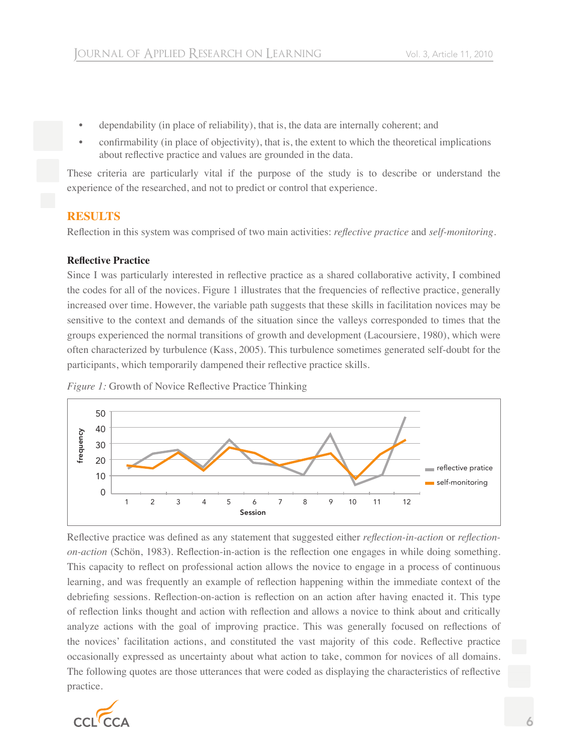- dependability (in place of reliability), that is, the data are internally coherent; and
- confirmability (in place of objectivity), that is, the extent to which the theoretical implications about reflective practice and values are grounded in the data.

These criteria are particularly vital if the purpose of the study is to describe or understand the experience of the researched, and not to predict or control that experience.

## RESULTS

Reflection in this system was comprised of two main activities: *reflective practice* and *self-monitoring*.

### Reflective Practice

Since I was particularly interested in reflective practice as a shared collaborative activity, I combined the codes for all of the novices. Figure 1 illustrates that the frequencies of reflective practice, generally increased over time. However, the variable path suggests that these skills in facilitation novices may be sensitive to the context and demands of the situation since the valleys corresponded to times that the groups experienced the normal transitions of growth and development (Lacoursiere, 1980), which were often characterized by turbulence (Kass, 2005). This turbulence sometimes generated self-doubt for the participants, which temporarily dampened their reflective practice skills.

*Figure 1:* Growth of Novice Reflective Practice Thinking

Reflective practice was defined as any statement that suggested either *reflection-in-action* or *reflection-on-action* (Schön, 1983). Reflection-in-action is the reflection one engages in while doing something. This capacity to reflect on professional action allows the novice to engage in a process of continuous learning, and was frequently an example of reflection happening within the immediate context of the debriefing sessions. Reflection-on-action is reflection on an action after having enacted it. This type of reflection links thought and action with reflection and allows a novice to think about and critically analyze actions with the goal of improving practice. This was generally focused on reflections of the novices' facilitation actions, and constituted the vast majority of this code. Reflective practice occasionally expressed as uncertainty about what action to take, common for novices of all domains. The following quotes are those utterances that were coded as displaying the characteristics of reflective practice.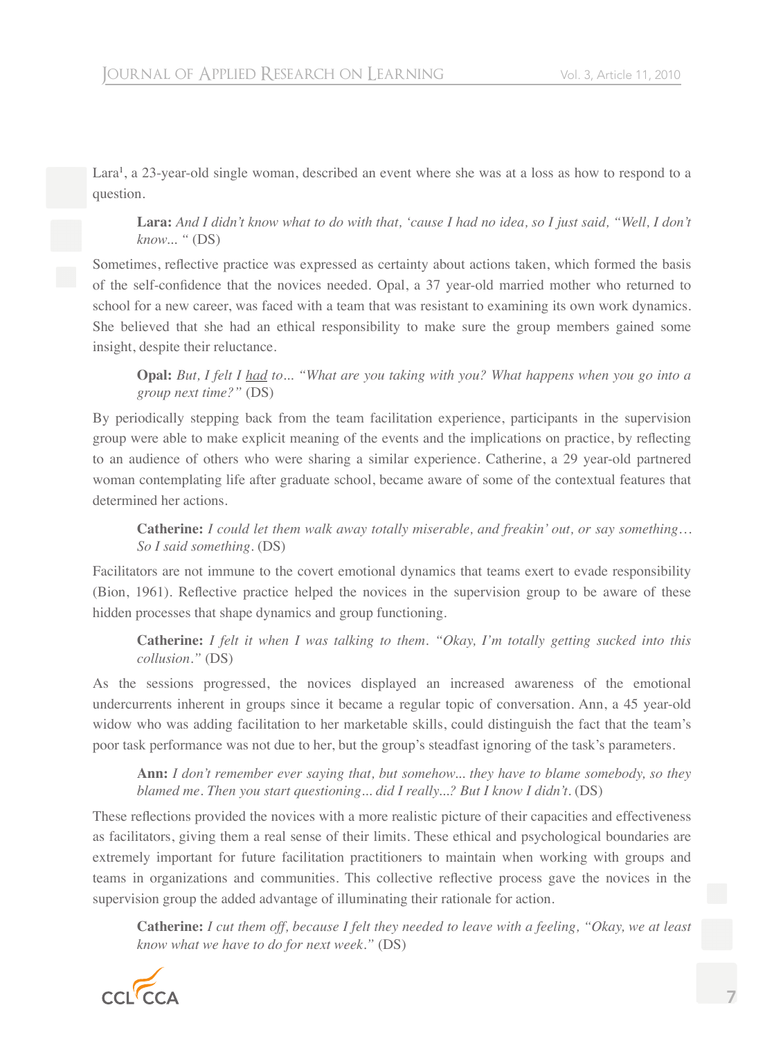Lara[1], a 23-year-old single woman, described an event where she was at a loss as how to respond to a question.

> **Lara:** *And I didn't know what to do with that, 'cause I had no idea, so I just said, "Well, I don't know... "* (DS)

Sometimes, reflective practice was expressed as certainty about actions taken, which formed the basis of the self-confidence that the novices needed. Opal, a 37 year-old married mother who returned to school for a new career, was faced with a team that was resistant to examining its own work dynamics. She believed that she had an ethical responsibility to make sure the group members gained some insight, despite their reluctance.

> **Opal:** *But, I felt I <u>had</u> to... "What are you taking with you? What happens when you go into a group next time?"* (DS)

By periodically stepping back from the team facilitation experience, participants in the supervision group were able to make explicit meaning of the events and the implications on practice, by reflecting to an audience of others who were sharing a similar experience. Catherine, a 29 year-old partnered woman contemplating life after graduate school, became aware of some of the contextual features that determined her actions.

> **Catherine:** *I could let them walk away totally miserable, and freakin' out, or say something… So I said something.* (DS)

Facilitators are not immune to the covert emotional dynamics that teams exert to evade responsibility (Bion, 1961). Reflective practice helped the novices in the supervision group to be aware of these hidden processes that shape dynamics and group functioning.

> **Catherine:** *I felt it when I was talking to them. "Okay, I'm totally getting sucked into this collusion."* (DS)

As the sessions progressed, the novices displayed an increased awareness of the emotional undercurrents inherent in groups since it became a regular topic of conversation. Ann, a 45 year-old widow who was adding facilitation to her marketable skills, could distinguish the fact that the team's poor task performance was not due to her, but the group's steadfast ignoring of the task's parameters.

> **Ann:** *I don't remember ever saying that, but somehow... they have to blame somebody, so they blamed me. Then you start questioning... did I really...? But I know I didn't.* (DS)

These reflections provided the novices with a more realistic picture of their capacities and effectiveness as facilitators, giving them a real sense of their limits. These ethical and psychological boundaries are extremely important for future facilitation practitioners to maintain when working with groups and teams in organizations and communities. This collective reflective process gave the novices in the supervision group the added advantage of illuminating their rationale for action.

> **Catherine:** *I cut them off, because I felt they needed to leave with a feeling, "Okay, we at least know what we have to do for next week."* (DS)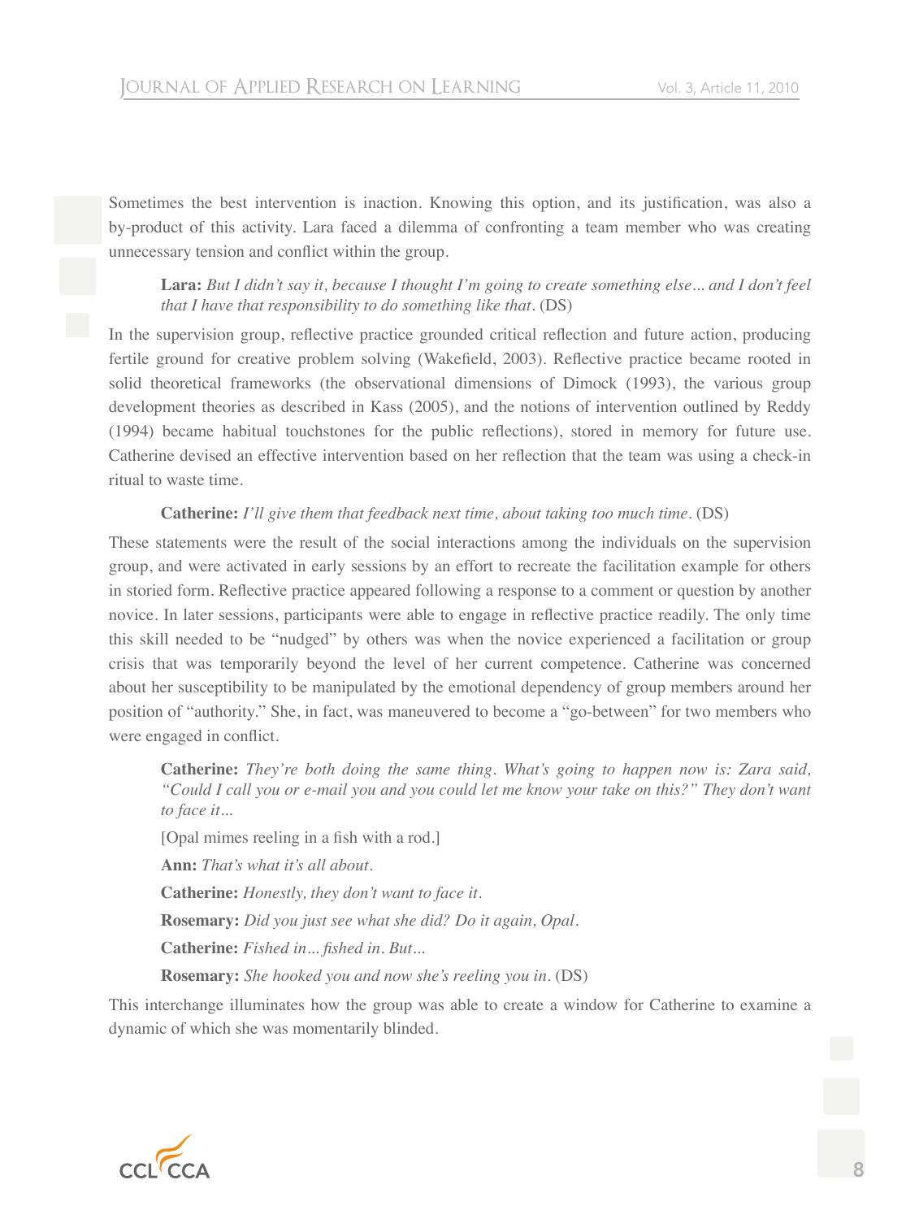Sometimes the best intervention is inaction. Knowing this option, and its justification, was also a by-product of this activity. Lara faced a dilemma of confronting a team member who was creating unnecessary tension and conflict within the group.

> **Lara:** *But I didn't say it, because I thought I'm going to create something else… and I don't feel that I have that responsibility to do something like that.* (DS)

In the supervision group, reflective practice grounded critical reflection and future action, producing fertile ground for creative problem solving (Wakefield, 2003). Reflective practice became rooted in solid theoretical frameworks (the observational dimensions of Dimock (1993), the various group development theories as described in Kass (2005), and the notions of intervention outlined by Reddy (1994) became habitual touchstones for the public reflections), stored in memory for future use. Catherine devised an effective intervention based on her reflection that the team was using a check-in ritual to waste time.

> **Catherine:** *I'll give them that feedback next time, about taking too much time.* (DS)

These statements were the result of the social interactions among the individuals on the supervision group, and were activated in early sessions by an effort to recreate the facilitation example for others in storied form. Reflective practice appeared following a response to a comment or question by another novice. In later sessions, participants were able to engage in reflective practice readily. The only time this skill needed to be "nudged" by others was when the novice experienced a facilitation or group crisis that was temporarily beyond the level of her current competence. Catherine was concerned about her susceptibility to be manipulated by the emotional dependency of group members around her position of "authority." She, in fact, was maneuvered to become a "go-between" for two members who were engaged in conflict.

> **Catherine:** *They're both doing the same thing. What's going to happen now is: Zara said, "Could I call you or e-mail you and you could let me know your take on this?" They don't want to face it…*
>
> [Opal mimes reeling in a fish with a rod.]
>
> **Ann:** *That's what it's all about.*
>
> **Catherine:** *Honestly, they don't want to face it.*
>
> **Rosemary:** *Did you just see what she did? Do it again, Opal.*
>
> **Catherine:** *Fished in… fished in. But…*
>
> **Rosemary:** *She hooked you and now she's reeling you in.* (DS)

This interchange illuminates how the group was able to create a window for Catherine to examine a dynamic of which she was momentarily blinded.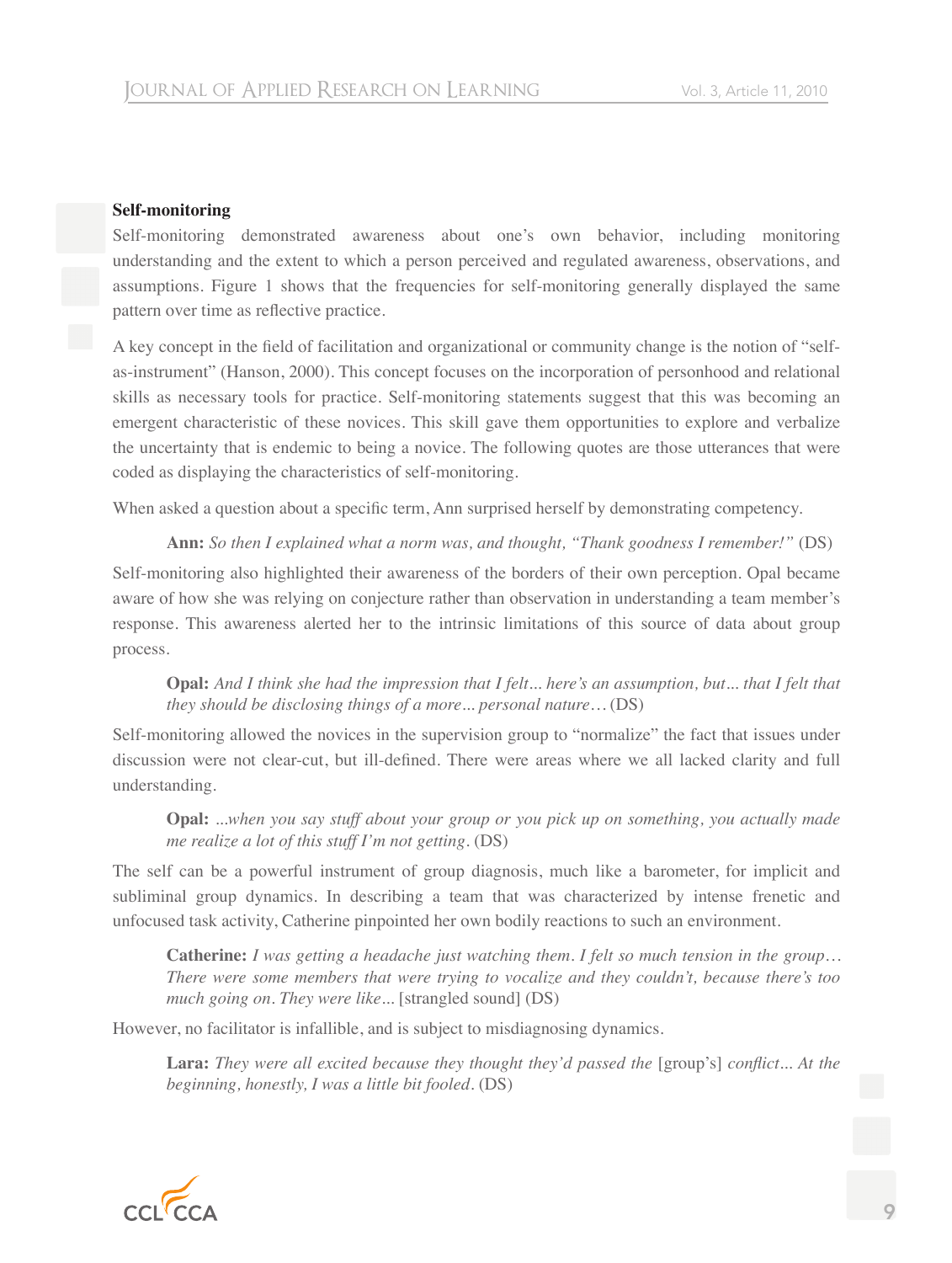**Self-monitoring**

Self-monitoring demonstrated awareness about one's own behavior, including monitoring understanding and the extent to which a person perceived and regulated awareness, observations, and assumptions. Figure 1 shows that the frequencies for self-monitoring generally displayed the same pattern over time as reflective practice.

A key concept in the field of facilitation and organizational or community change is the notion of "self-as-instrument" (Hanson, 2000). This concept focuses on the incorporation of personhood and relational skills as necessary tools for practice. Self-monitoring statements suggest that this was becoming an emergent characteristic of these novices. This skill gave them opportunities to explore and verbalize the uncertainty that is endemic to being a novice. The following quotes are those utterances that were coded as displaying the characteristics of self-monitoring.

When asked a question about a specific term, Ann surprised herself by demonstrating competency.

> **Ann:** *So then I explained what a norm was, and thought, "Thank goodness I remember!"* (DS)

Self-monitoring also highlighted their awareness of the borders of their own perception. Opal became aware of how she was relying on conjecture rather than observation in understanding a team member's response. This awareness alerted her to the intrinsic limitations of this source of data about group process.

> **Opal:** *And I think she had the impression that I felt... here's an assumption, but... that I felt that they should be disclosing things of a more... personal nature…* (DS)

Self-monitoring allowed the novices in the supervision group to "normalize" the fact that issues under discussion were not clear-cut, but ill-defined. There were areas where we all lacked clarity and full understanding.

> **Opal:** *...when you say stuff about your group or you pick up on something, you actually made me realize a lot of this stuff I'm not getting.* (DS)

The self can be a powerful instrument of group diagnosis, much like a barometer, for implicit and subliminal group dynamics. In describing a team that was characterized by intense frenetic and unfocused task activity, Catherine pinpointed her own bodily reactions to such an environment.

> **Catherine:** *I was getting a headache just watching them. I felt so much tension in the group… There were some members that were trying to vocalize and they couldn't, because there's too much going on. They were like...* [strangled sound] (DS)

However, no facilitator is infallible, and is subject to misdiagnosing dynamics.

> **Lara:** *They were all excited because they thought they'd passed the* [group's] *conflict... At the beginning, honestly, I was a little bit fooled.* (DS)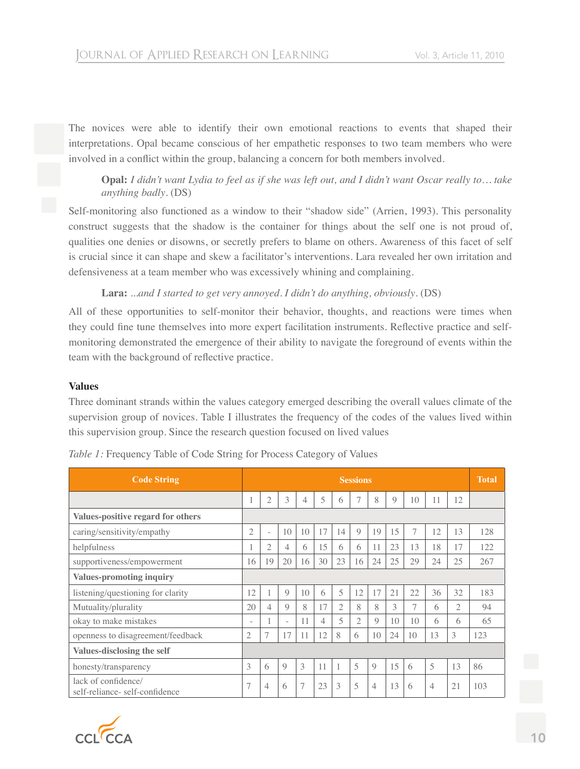The novices were able to identify their own emotional reactions to events that shaped their interpretations. Opal became conscious of her empathetic responses to two team members who were involved in a conflict within the group, balancing a concern for both members involved.

> **Opal:** *I didn't want Lydia to feel as if she was left out, and I didn't want Oscar really to… take anything badly*. (DS)

Self-monitoring also functioned as a window to their "shadow side" (Arrien, 1993). This personality construct suggests that the shadow is the container for things about the self one is not proud of, qualities one denies or disowns, or secretly prefers to blame on others. Awareness of this facet of self is crucial since it can shape and skew a facilitator's interventions. Lara revealed her own irritation and defensiveness at a team member who was excessively whining and complaining.

> **Lara:** *...and I started to get very annoyed. I didn't do anything, obviously*. (DS)

All of these opportunities to self-monitor their behavior, thoughts, and reactions were times when they could fine tune themselves into more expert facilitation instruments. Reflective practice and self-monitoring demonstrated the emergence of their ability to navigate the foreground of events within the team with the background of reflective practice.

### Values

Three dominant strands within the values category emerged describing the overall values climate of the supervision group of novices. Table I illustrates the frequency of the codes of the values lived within this supervision group. Since the research question focused on lived values

*Table 1:* Frequency Table of Code String for Process Category of Values

| Code String | Sessions | | | | | | | | | | | | Total |
|---|---|---|---|---|---|---|---|---|---|---|---|---|---|
| | 1 | 2 | 3 | 4 | 5 | 6 | 7 | 8 | 9 | 10 | 11 | 12 | |
| **Values-positive regard for others** | | | | | | | | | | | | | |
| caring/sensitivity/empathy | 2 | - | 10 | 10 | 17 | 14 | 9 | 19 | 15 | 7 | 12 | 13 | 128 |
| helpfulness | 1 | 2 | 4 | 6 | 15 | 6 | 6 | 11 | 23 | 13 | 18 | 17 | 122 |
| supportiveness/empowerment | 16 | 19 | 20 | 16 | 30 | 23 | 16 | 24 | 25 | 29 | 24 | 25 | 267 |
| **Values-promoting inquiry** | | | | | | | | | | | | | |
| listening/questioning for clarity | 12 | 1 | 9 | 10 | 6 | 5 | 12 | 17 | 21 | 22 | 36 | 32 | 183 |
| Mutuality/plurality | 20 | 4 | 9 | 8 | 17 | 2 | 8 | 8 | 3 | 7 | 6 | 2 | 94 |
| okay to make mistakes | - | 1 | - | 11 | 4 | 5 | 2 | 9 | 10 | 10 | 6 | 6 | 65 |
| openness to disagreement/feedback | 2 | 7 | 17 | 11 | 12 | 8 | 6 | 10 | 24 | 10 | 13 | 3 | 123 |
| **Values-disclosing the self** | | | | | | | | | | | | | |
| honesty/transparency | 3 | 6 | 9 | 3 | 11 | 1 | 5 | 9 | 15 | 6 | 5 | 13 | 86 |
| lack of confidence/ self-reliance- self-confidence | 7 | 4 | 6 | 7 | 23 | 3 | 5 | 4 | 13 | 6 | 4 | 21 | 103 |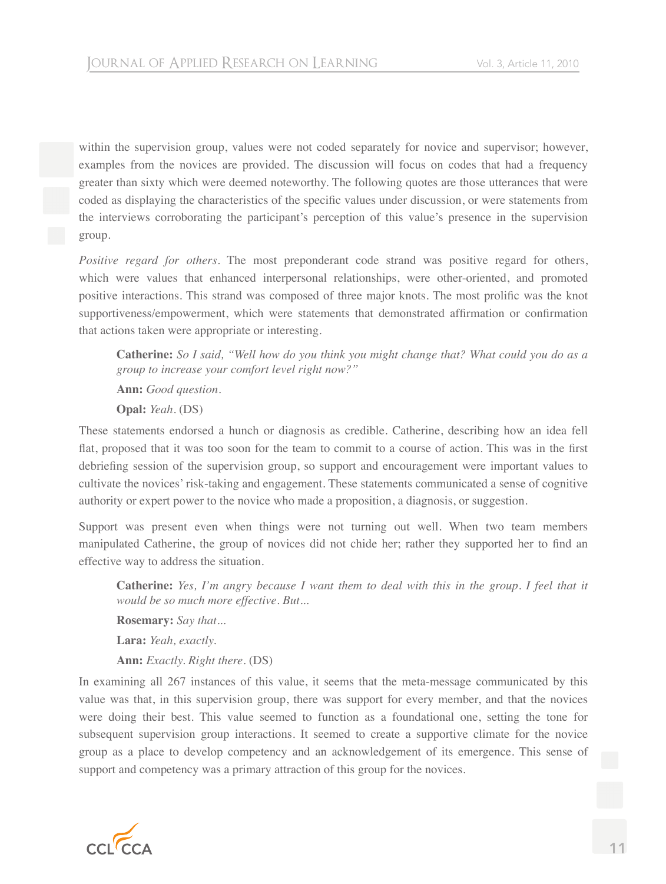within the supervision group, values were not coded separately for novice and supervisor; however, examples from the novices are provided. The discussion will focus on codes that had a frequency greater than sixty which were deemed noteworthy. The following quotes are those utterances that were coded as displaying the characteristics of the specific values under discussion, or were statements from the interviews corroborating the participant's perception of this value's presence in the supervision group.

*Positive regard for others*. The most preponderant code strand was positive regard for others, which were values that enhanced interpersonal relationships, were other-oriented, and promoted positive interactions. This strand was composed of three major knots. The most prolific was the knot supportiveness/empowerment, which were statements that demonstrated affirmation or confirmation that actions taken were appropriate or interesting.

> **Catherine:** *So I said, "Well how do you think you might change that? What could you do as a group to increase your comfort level right now?"*
>
> **Ann:** *Good question.*
>
> **Opal:** *Yeah.* (DS)

These statements endorsed a hunch or diagnosis as credible. Catherine, describing how an idea fell flat, proposed that it was too soon for the team to commit to a course of action. This was in the first debriefing session of the supervision group, so support and encouragement were important values to cultivate the novices' risk-taking and engagement. These statements communicated a sense of cognitive authority or expert power to the novice who made a proposition, a diagnosis, or suggestion.

Support was present even when things were not turning out well. When two team members manipulated Catherine, the group of novices did not chide her; rather they supported her to find an effective way to address the situation.

> **Catherine:** *Yes, I'm angry because I want them to deal with this in the group. I feel that it would be so much more effective. But...*
>
> **Rosemary:** *Say that...*
>
> **Lara:** *Yeah, exactly.*
>
> **Ann:** *Exactly. Right there.* (DS)

In examining all 267 instances of this value, it seems that the meta-message communicated by this value was that, in this supervision group, there was support for every member, and that the novices were doing their best. This value seemed to function as a foundational one, setting the tone for subsequent supervision group interactions. It seemed to create a supportive climate for the novice group as a place to develop competency and an acknowledgement of its emergence. This sense of support and competency was a primary attraction of this group for the novices.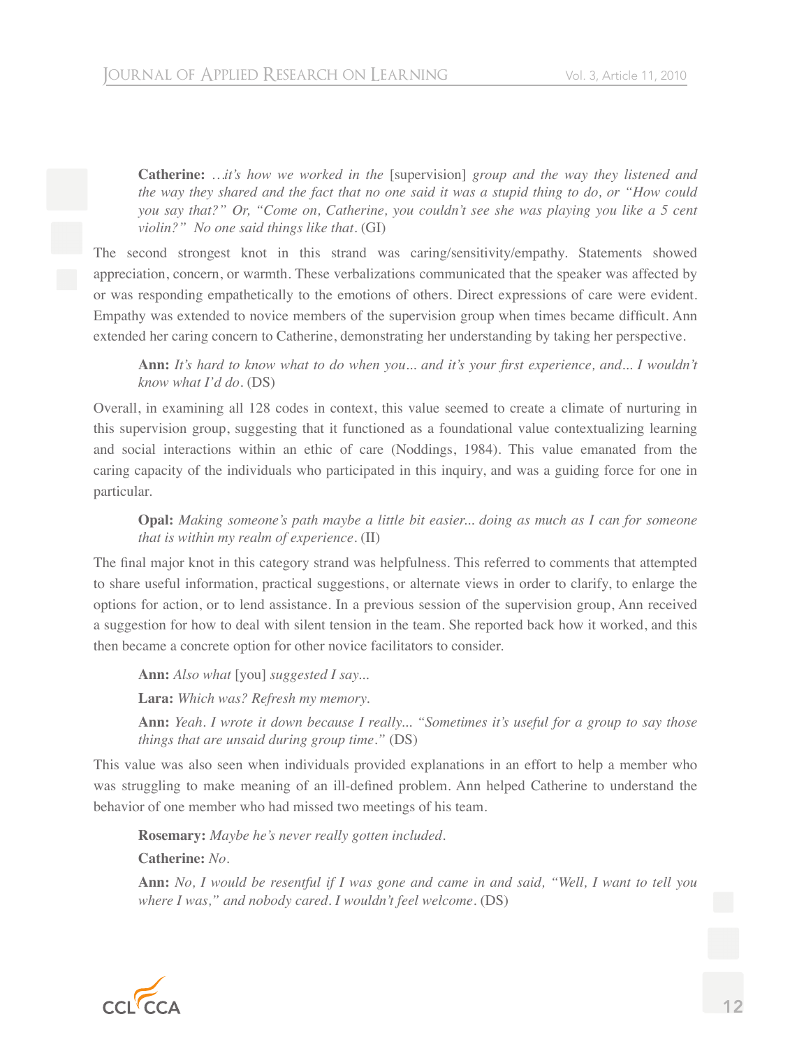> **Catherine:** *…it's how we worked in the* [supervision] *group and the way they listened and the way they shared and the fact that no one said it was a stupid thing to do, or "How could you say that?" Or, "Come on, Catherine, you couldn't see she was playing you like a 5 cent violin?" No one said things like that.* (GI)

The second strongest knot in this strand was caring/sensitivity/empathy. Statements showed appreciation, concern, or warmth. These verbalizations communicated that the speaker was affected by or was responding empathetically to the emotions of others. Direct expressions of care were evident. Empathy was extended to novice members of the supervision group when times became difficult. Ann extended her caring concern to Catherine, demonstrating her understanding by taking her perspective.

> **Ann:** *It's hard to know what to do when you... and it's your first experience, and... I wouldn't know what I'd do.* (DS)

Overall, in examining all 128 codes in context, this value seemed to create a climate of nurturing in this supervision group, suggesting that it functioned as a foundational value contextualizing learning and social interactions within an ethic of care (Noddings, 1984). This value emanated from the caring capacity of the individuals who participated in this inquiry, and was a guiding force for one in particular.

> **Opal:** *Making someone's path maybe a little bit easier... doing as much as I can for someone that is within my realm of experience.* (II)

The final major knot in this category strand was helpfulness. This referred to comments that attempted to share useful information, practical suggestions, or alternate views in order to clarify, to enlarge the options for action, or to lend assistance. In a previous session of the supervision group, Ann received a suggestion for how to deal with silent tension in the team. She reported back how it worked, and this then became a concrete option for other novice facilitators to consider.

> **Ann:** *Also what* [you] *suggested I say...*
>
> **Lara:** *Which was? Refresh my memory.*
>
> **Ann:** *Yeah. I wrote it down because I really... "Sometimes it's useful for a group to say those things that are unsaid during group time."* (DS)

This value was also seen when individuals provided explanations in an effort to help a member who was struggling to make meaning of an ill-defined problem. Ann helped Catherine to understand the behavior of one member who had missed two meetings of his team.

> **Rosemary:** *Maybe he's never really gotten included.*
>
> **Catherine:** *No.*
>
> **Ann:** *No, I would be resentful if I was gone and came in and said, "Well, I want to tell you where I was," and nobody cared. I wouldn't feel welcome.* (DS)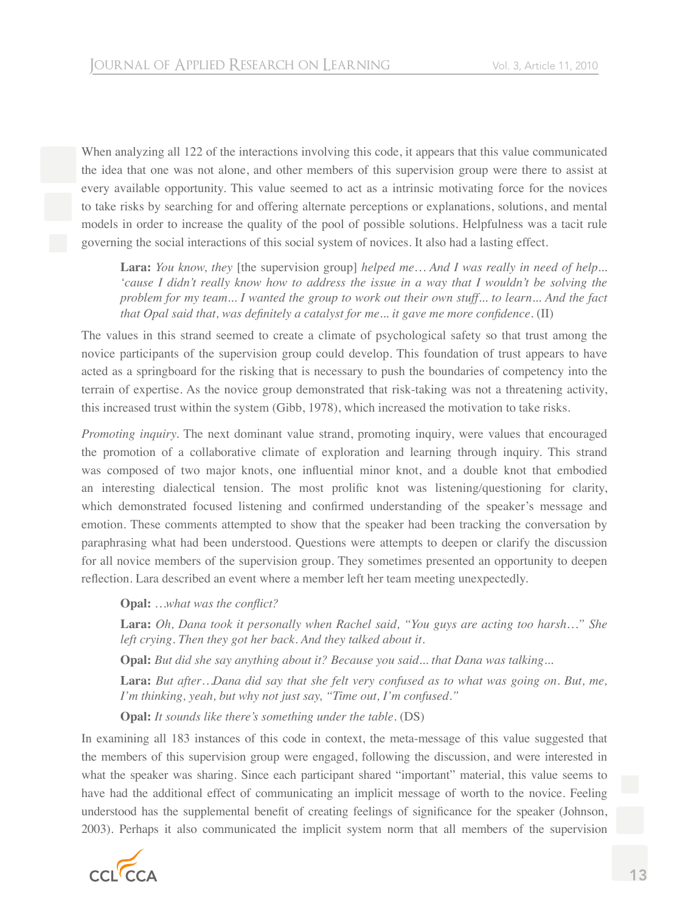When analyzing all 122 of the interactions involving this code, it appears that this value communicated the idea that one was not alone, and other members of this supervision group were there to assist at every available opportunity. This value seemed to act as a intrinsic motivating force for the novices to take risks by searching for and offering alternate perceptions or explanations, solutions, and mental models in order to increase the quality of the pool of possible solutions. Helpfulness was a tacit rule governing the social interactions of this social system of novices. It also had a lasting effect.

> **Lara:** *You know, they* [the supervision group] *helped me… And I was really in need of help… 'cause I didn't really know how to address the issue in a way that I wouldn't be solving the problem for my team… I wanted the group to work out their own stuff… to learn… And the fact that Opal said that, was definitely a catalyst for me… it gave me more confidence.* (II)

The values in this strand seemed to create a climate of psychological safety so that trust among the novice participants of the supervision group could develop. This foundation of trust appears to have acted as a springboard for the risking that is necessary to push the boundaries of competency into the terrain of expertise. As the novice group demonstrated that risk-taking was not a threatening activity, this increased trust within the system (Gibb, 1978), which increased the motivation to take risks.

*Promoting inquiry.* The next dominant value strand, promoting inquiry, were values that encouraged the promotion of a collaborative climate of exploration and learning through inquiry. This strand was composed of two major knots, one influential minor knot, and a double knot that embodied an interesting dialectical tension. The most prolific knot was listening/questioning for clarity, which demonstrated focused listening and confirmed understanding of the speaker's message and emotion. These comments attempted to show that the speaker had been tracking the conversation by paraphrasing what had been understood. Questions were attempts to deepen or clarify the discussion for all novice members of the supervision group. They sometimes presented an opportunity to deepen reflection. Lara described an event where a member left her team meeting unexpectedly.

> **Opal:** *…what was the conflict?*
>
> **Lara:** *Oh, Dana took it personally when Rachel said, "You guys are acting too harsh…" She left crying. Then they got her back. And they talked about it.*
>
> **Opal:** *But did she say anything about it? Because you said… that Dana was talking…*
>
> **Lara:** *But after…Dana did say that she felt very confused as to what was going on. But, me, I'm thinking, yeah, but why not just say, "Time out, I'm confused."*
>
> **Opal:** *It sounds like there's something under the table.* (DS)

In examining all 183 instances of this code in context, the meta-message of this value suggested that the members of this supervision group were engaged, following the discussion, and were interested in what the speaker was sharing. Since each participant shared "important" material, this value seems to have had the additional effect of communicating an implicit message of worth to the novice. Feeling understood has the supplemental benefit of creating feelings of significance for the speaker (Johnson, 2003). Perhaps it also communicated the implicit system norm that all members of the supervision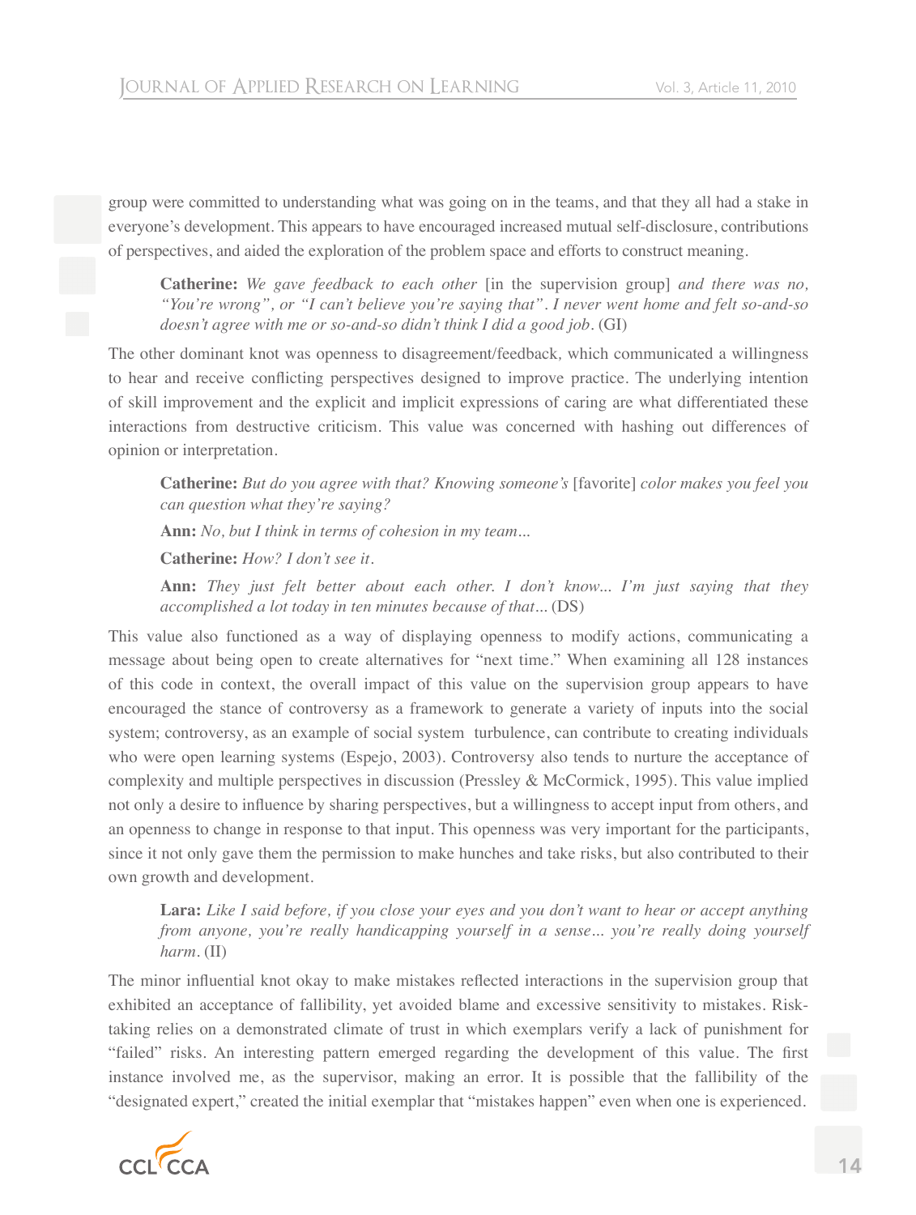group were committed to understanding what was going on in the teams, and that they all had a stake in everyone's development. This appears to have encouraged increased mutual self-disclosure, contributions of perspectives, and aided the exploration of the problem space and efforts to construct meaning.

> **Catherine:** *We gave feedback to each other* [in the supervision group] *and there was no, "You're wrong", or "I can't believe you're saying that". I never went home and felt so-and-so doesn't agree with me or so-and-so didn't think I did a good job.* (GI)

The other dominant knot was openness to disagreement/feedback, which communicated a willingness to hear and receive conflicting perspectives designed to improve practice. The underlying intention of skill improvement and the explicit and implicit expressions of caring are what differentiated these interactions from destructive criticism. This value was concerned with hashing out differences of opinion or interpretation.

> **Catherine:** *But do you agree with that? Knowing someone's* [favorite] *color makes you feel you can question what they're saying?*
>
> **Ann:** *No, but I think in terms of cohesion in my team...*
>
> **Catherine:** *How? I don't see it.*
>
> **Ann:** *They just felt better about each other. I don't know... I'm just saying that they accomplished a lot today in ten minutes because of that...* (DS)

This value also functioned as a way of displaying openness to modify actions, communicating a message about being open to create alternatives for "next time." When examining all 128 instances of this code in context, the overall impact of this value on the supervision group appears to have encouraged the stance of controversy as a framework to generate a variety of inputs into the social system; controversy, as an example of social system turbulence, can contribute to creating individuals who were open learning systems (Espejo, 2003). Controversy also tends to nurture the acceptance of complexity and multiple perspectives in discussion (Pressley & McCormick, 1995). This value implied not only a desire to influence by sharing perspectives, but a willingness to accept input from others, and an openness to change in response to that input. This openness was very important for the participants, since it not only gave them the permission to make hunches and take risks, but also contributed to their own growth and development.

> **Lara:** *Like I said before, if you close your eyes and you don't want to hear or accept anything from anyone, you're really handicapping yourself in a sense... you're really doing yourself harm.* (II)

The minor influential knot okay to make mistakes reflected interactions in the supervision group that exhibited an acceptance of fallibility, yet avoided blame and excessive sensitivity to mistakes. Risk-taking relies on a demonstrated climate of trust in which exemplars verify a lack of punishment for "failed" risks. An interesting pattern emerged regarding the development of this value. The first instance involved me, as the supervisor, making an error. It is possible that the fallibility of the "designated expert," created the initial exemplar that "mistakes happen" even when one is experienced.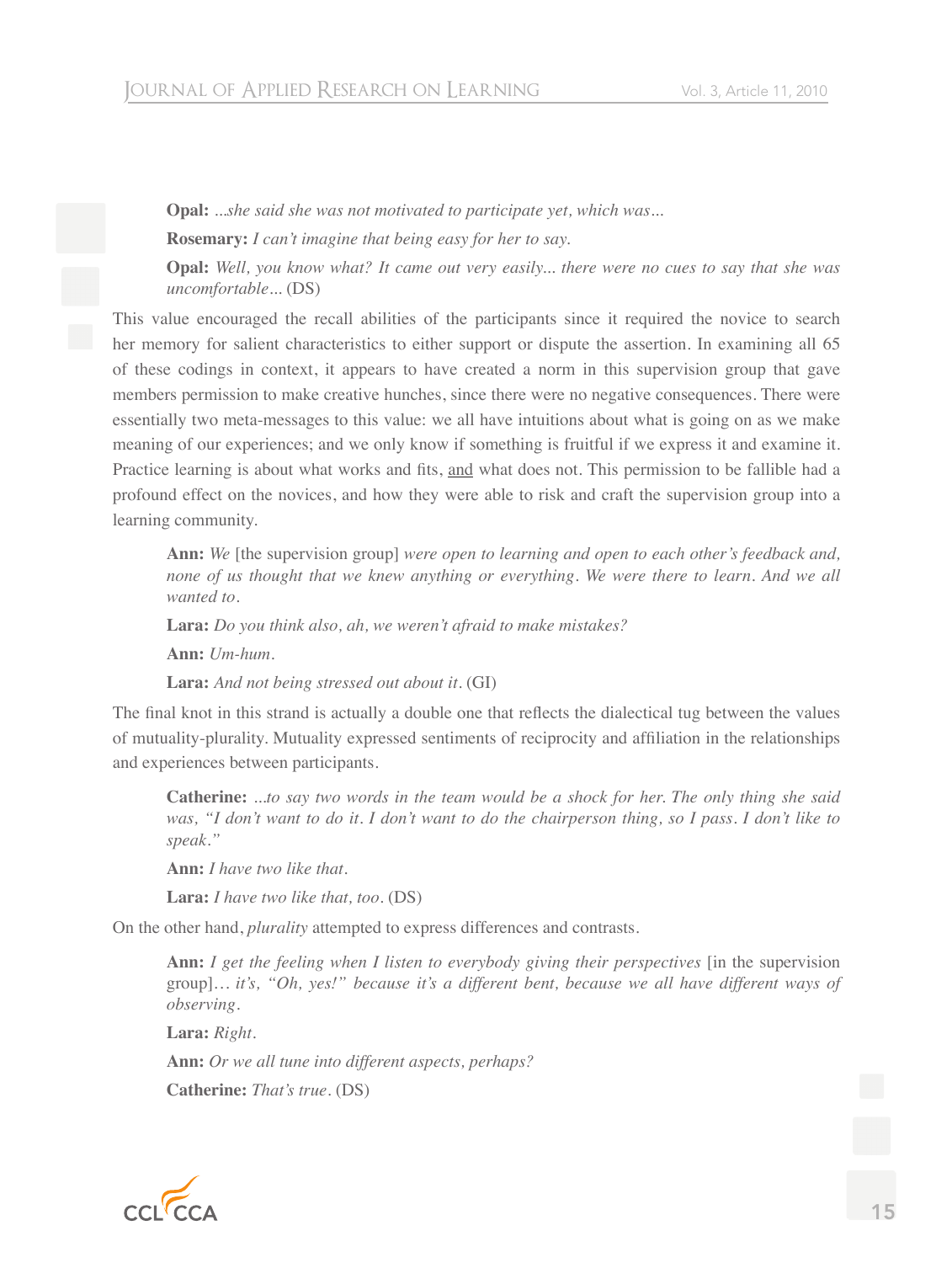> **Opal:** *...she said she was not motivated to participate yet, which was...*
>
> **Rosemary:** *I can't imagine that being easy for her to say.*
>
> **Opal:** *Well, you know what? It came out very easily... there were no cues to say that she was uncomfortable...* (DS)

This value encouraged the recall abilities of the participants since it required the novice to search her memory for salient characteristics to either support or dispute the assertion. In examining all 65 of these codings in context, it appears to have created a norm in this supervision group that gave members permission to make creative hunches, since there were no negative consequences. There were essentially two meta-messages to this value: we all have intuitions about what is going on as we make meaning of our experiences; and we only know if something is fruitful if we express it and examine it. Practice learning is about what works and fits, <u>and</u> what does not. This permission to be fallible had a profound effect on the novices, and how they were able to risk and craft the supervision group into a learning community.

> **Ann:** *We* [the supervision group] *were open to learning and open to each other's feedback and, none of us thought that we knew anything or everything. We were there to learn. And we all wanted to.*
>
> **Lara:** *Do you think also, ah, we weren't afraid to make mistakes?*
>
> **Ann:** *Um-hum.*
>
> **Lara:** *And not being stressed out about it.* (GI)

The final knot in this strand is actually a double one that reflects the dialectical tug between the values of mutuality-plurality. Mutuality expressed sentiments of reciprocity and affiliation in the relationships and experiences between participants.

> **Catherine:** *...to say two words in the team would be a shock for her. The only thing she said was, "I don't want to do it. I don't want to do the chairperson thing, so I pass. I don't like to speak."*
>
> **Ann:** *I have two like that.*
>
> **Lara:** *I have two like that, too.* (DS)

On the other hand, *plurality* attempted to express differences and contrasts.

> **Ann:** *I get the feeling when I listen to everybody giving their perspectives* [in the supervision group]*... it's, "Oh, yes!" because it's a different bent, because we all have different ways of observing.*
>
> **Lara:** *Right.*
>
> **Ann:** *Or we all tune into different aspects, perhaps?*
>
> **Catherine:** *That's true.* (DS)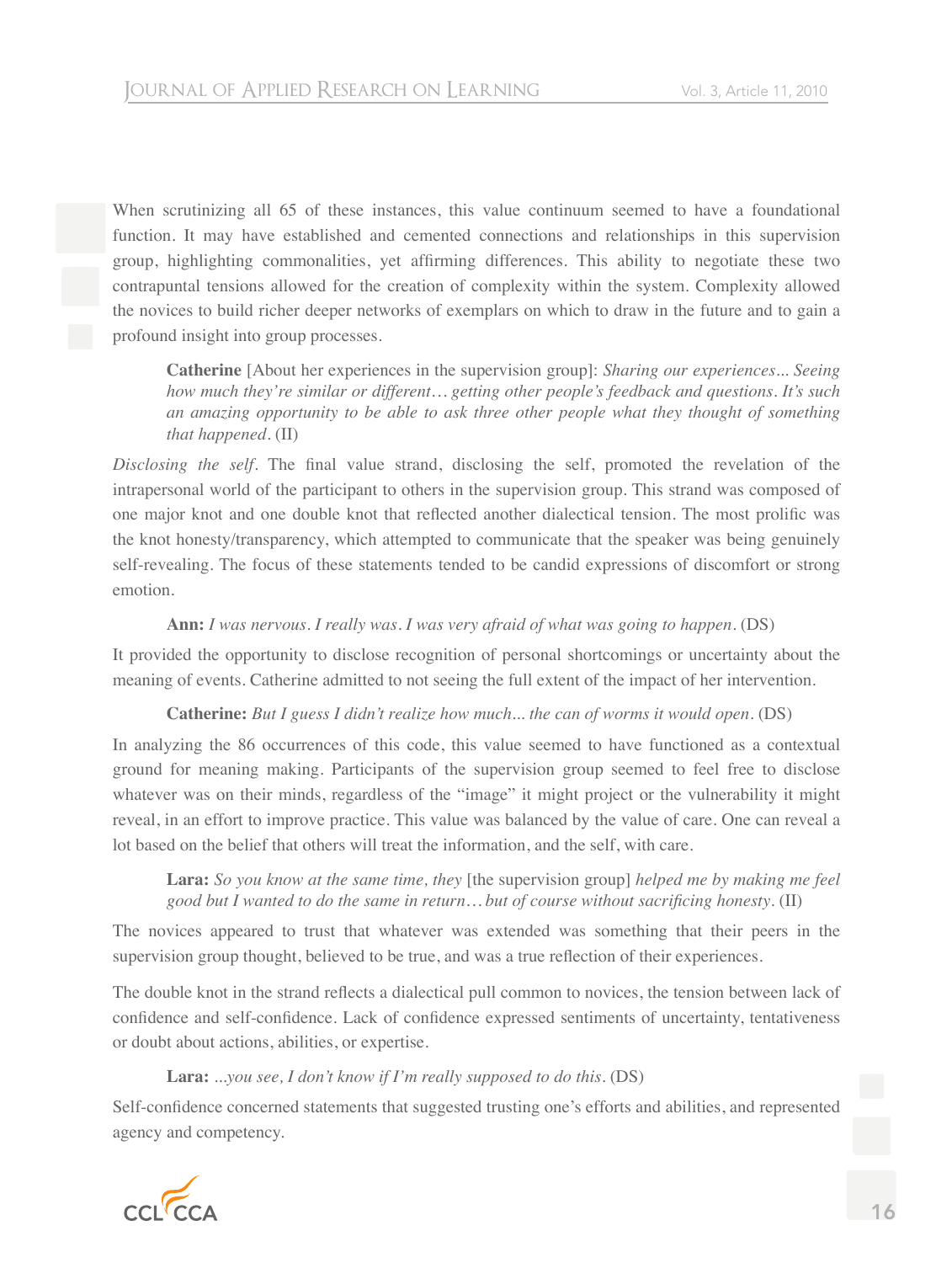When scrutinizing all 65 of these instances, this value continuum seemed to have a foundational function. It may have established and cemented connections and relationships in this supervision group, highlighting commonalities, yet affirming differences. This ability to negotiate these two contrapuntal tensions allowed for the creation of complexity within the system. Complexity allowed the novices to build richer deeper networks of exemplars on which to draw in the future and to gain a profound insight into group processes.

> **Catherine** [About her experiences in the supervision group]: *Sharing our experiences... Seeing how much they're similar or different… getting other people's feedback and questions. It's such an amazing opportunity to be able to ask three other people what they thought of something that happened.* (II)

*Disclosing the self.* The final value strand, disclosing the self, promoted the revelation of the intrapersonal world of the participant to others in the supervision group. This strand was composed of one major knot and one double knot that reflected another dialectical tension. The most prolific was the knot honesty/transparency, which attempted to communicate that the speaker was being genuinely self-revealing. The focus of these statements tended to be candid expressions of discomfort or strong emotion.

> **Ann:** *I was nervous. I really was. I was very afraid of what was going to happen.* (DS)

It provided the opportunity to disclose recognition of personal shortcomings or uncertainty about the meaning of events. Catherine admitted to not seeing the full extent of the impact of her intervention.

> **Catherine:** *But I guess I didn't realize how much... the can of worms it would open.* (DS)

In analyzing the 86 occurrences of this code, this value seemed to have functioned as a contextual ground for meaning making. Participants of the supervision group seemed to feel free to disclose whatever was on their minds, regardless of the "image" it might project or the vulnerability it might reveal, in an effort to improve practice. This value was balanced by the value of care. One can reveal a lot based on the belief that others will treat the information, and the self, with care.

> **Lara:** *So you know at the same time, they* [the supervision group] *helped me by making me feel good but I wanted to do the same in return… but of course without sacrificing honesty.* (II)

The novices appeared to trust that whatever was extended was something that their peers in the supervision group thought, believed to be true, and was a true reflection of their experiences.

The double knot in the strand reflects a dialectical pull common to novices, the tension between lack of confidence and self-confidence. Lack of confidence expressed sentiments of uncertainty, tentativeness or doubt about actions, abilities, or expertise.

> **Lara:** *...you see, I don't know if I'm really supposed to do this.* (DS)

Self-confidence concerned statements that suggested trusting one's efforts and abilities, and represented agency and competency.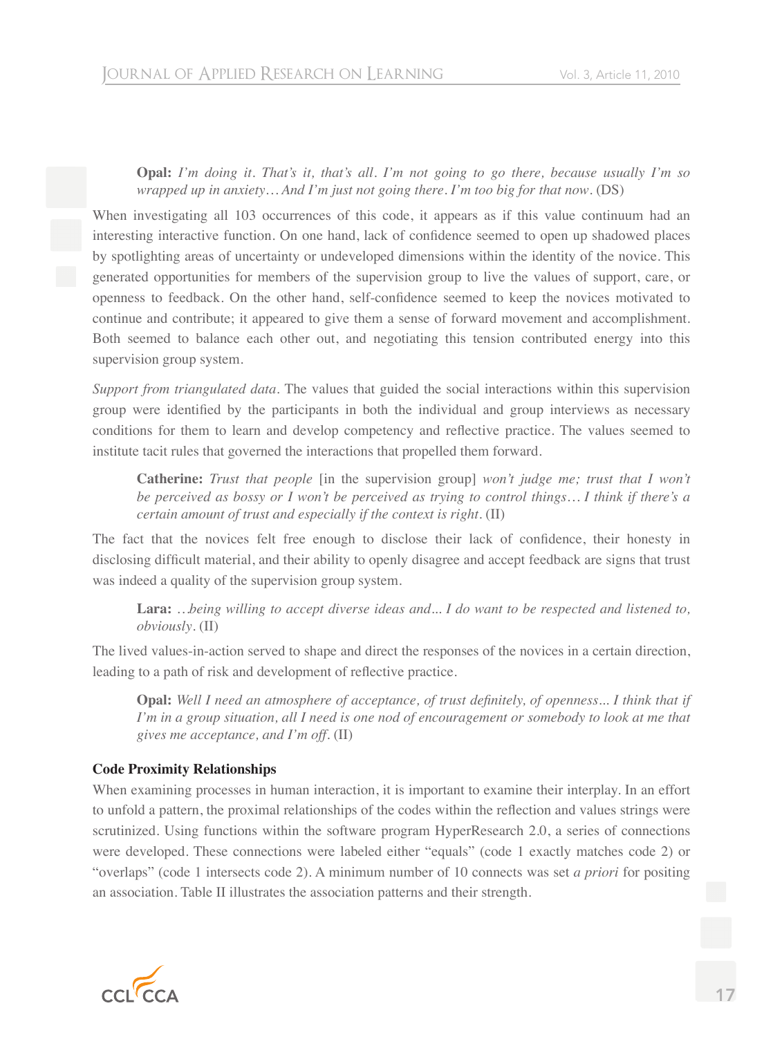> **Opal:** *I'm doing it. That's it, that's all. I'm not going to go there, because usually I'm so wrapped up in anxiety… And I'm just not going there. I'm too big for that now.* (DS)

When investigating all 103 occurrences of this code, it appears as if this value continuum had an interesting interactive function. On one hand, lack of confidence seemed to open up shadowed places by spotlighting areas of uncertainty or undeveloped dimensions within the identity of the novice. This generated opportunities for members of the supervision group to live the values of support, care, or openness to feedback. On the other hand, self-confidence seemed to keep the novices motivated to continue and contribute; it appeared to give them a sense of forward movement and accomplishment. Both seemed to balance each other out, and negotiating this tension contributed energy into this supervision group system.

*Support from triangulated data*. The values that guided the social interactions within this supervision group were identified by the participants in both the individual and group interviews as necessary conditions for them to learn and develop competency and reflective practice. The values seemed to institute tacit rules that governed the interactions that propelled them forward.

> **Catherine:** *Trust that people* [in the supervision group] *won't judge me; trust that I won't be perceived as bossy or I won't be perceived as trying to control things… I think if there's a certain amount of trust and especially if the context is right.* (II)

The fact that the novices felt free enough to disclose their lack of confidence, their honesty in disclosing difficult material, and their ability to openly disagree and accept feedback are signs that trust was indeed a quality of the supervision group system.

> **Lara:** *…being willing to accept diverse ideas and... I do want to be respected and listened to, obviously.* (II)

The lived values-in-action served to shape and direct the responses of the novices in a certain direction, leading to a path of risk and development of reflective practice.

> **Opal:** *Well I need an atmosphere of acceptance, of trust definitely, of openness... I think that if I'm in a group situation, all I need is one nod of encouragement or somebody to look at me that gives me acceptance, and I'm off.* (II)

**Code Proximity Relationships**

When examining processes in human interaction, it is important to examine their interplay. In an effort to unfold a pattern, the proximal relationships of the codes within the reflection and values strings were scrutinized. Using functions within the software program HyperResearch 2.0, a series of connections were developed. These connections were labeled either "equals" (code 1 exactly matches code 2) or "overlaps" (code 1 intersects code 2). A minimum number of 10 connects was set *a priori* for positing an association. Table II illustrates the association patterns and their strength.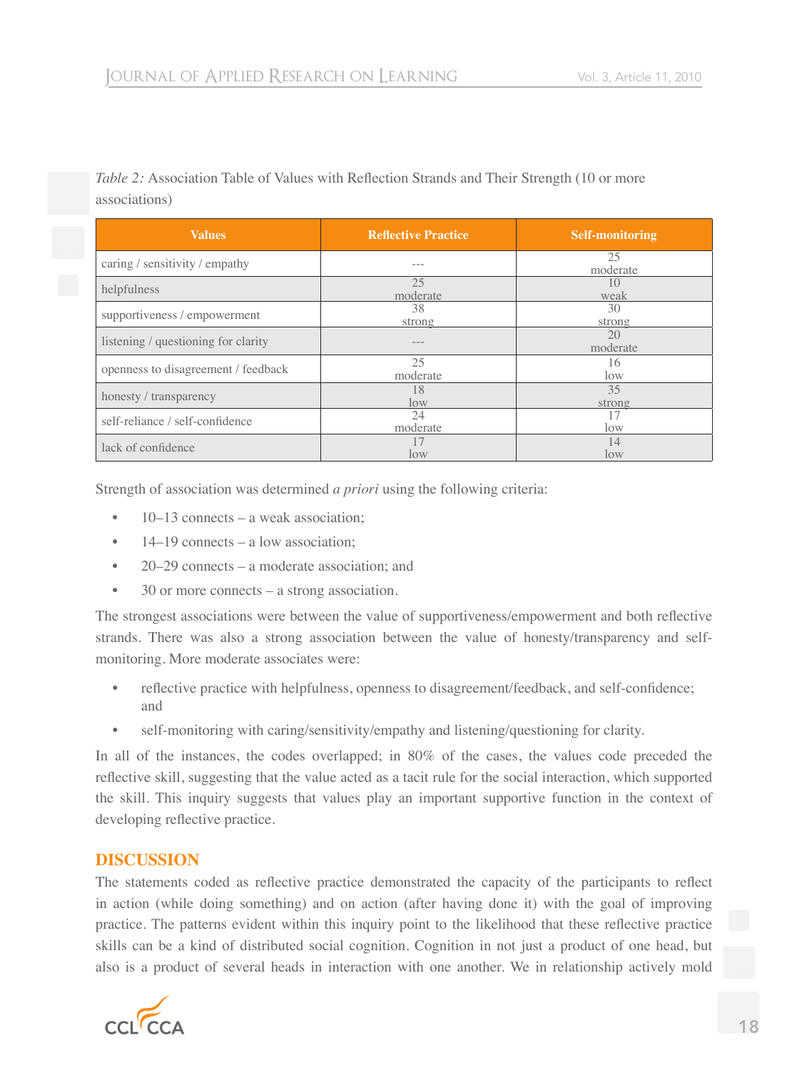*Table 2:* Association Table of Values with Reflection Strands and Their Strength (10 or more associations)

| Values | Reflective Practice | Self-monitoring |
|---|---|---|
| caring / sensitivity / empathy | --- | 25 moderate |
| helpfulness | 25 moderate | 10 weak |
| supportiveness / empowerment | 38 strong | 30 strong |
| listening / questioning for clarity | --- | 20 moderate |
| openness to disagreement / feedback | 25 moderate | 16 low |
| honesty / transparency | 18 low | 35 strong |
| self-reliance / self-confidence | 24 moderate | 17 low |
| lack of confidence | 17 low | 14 low |

Strength of association was determined *a priori* using the following criteria:

- 10–13 connects – a weak association;
- 14–19 connects – a low association;
- 20–29 connects – a moderate association; and
- 30 or more connects – a strong association.

The strongest associations were between the value of supportiveness/empowerment and both reflective strands. There was also a strong association between the value of honesty/transparency and self-monitoring. More moderate associates were:

- reflective practice with helpfulness, openness to disagreement/feedback, and self-confidence; and
- self-monitoring with caring/sensitivity/empathy and listening/questioning for clarity.

In all of the instances, the codes overlapped; in 80% of the cases, the values code preceded the reflective skill, suggesting that the value acted as a tacit rule for the social interaction, which supported the skill. This inquiry suggests that values play an important supportive function in the context of developing reflective practice.

## DISCUSSION

The statements coded as reflective practice demonstrated the capacity of the participants to reflect in action (while doing something) and on action (after having done it) with the goal of improving practice. The patterns evident within this inquiry point to the likelihood that these reflective practice skills can be a kind of distributed social cognition. Cognition in not just a product of one head, but also is a product of several heads in interaction with one another. We in relationship actively mold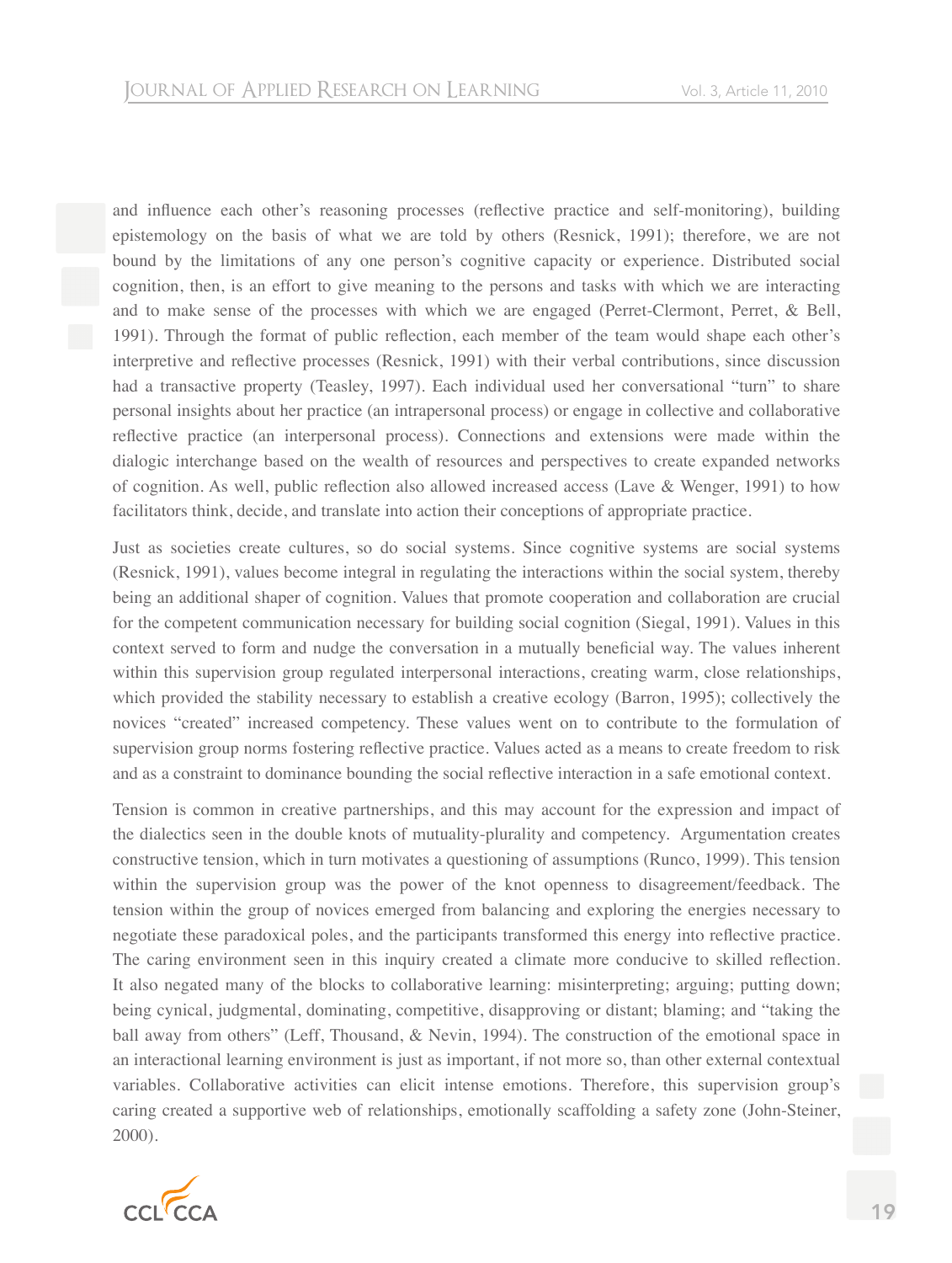and influence each other's reasoning processes (reflective practice and self-monitoring), building epistemology on the basis of what we are told by others (Resnick, 1991); therefore, we are not bound by the limitations of any one person's cognitive capacity or experience. Distributed social cognition, then, is an effort to give meaning to the persons and tasks with which we are interacting and to make sense of the processes with which we are engaged (Perret-Clermont, Perret, & Bell, 1991). Through the format of public reflection, each member of the team would shape each other's interpretive and reflective processes (Resnick, 1991) with their verbal contributions, since discussion had a transactive property (Teasley, 1997). Each individual used her conversational "turn" to share personal insights about her practice (an intrapersonal process) or engage in collective and collaborative reflective practice (an interpersonal process). Connections and extensions were made within the dialogic interchange based on the wealth of resources and perspectives to create expanded networks of cognition. As well, public reflection also allowed increased access (Lave & Wenger, 1991) to how facilitators think, decide, and translate into action their conceptions of appropriate practice.

Just as societies create cultures, so do social systems. Since cognitive systems are social systems (Resnick, 1991), values become integral in regulating the interactions within the social system, thereby being an additional shaper of cognition. Values that promote cooperation and collaboration are crucial for the competent communication necessary for building social cognition (Siegal, 1991). Values in this context served to form and nudge the conversation in a mutually beneficial way. The values inherent within this supervision group regulated interpersonal interactions, creating warm, close relationships, which provided the stability necessary to establish a creative ecology (Barron, 1995); collectively the novices "created" increased competency. These values went on to contribute to the formulation of supervision group norms fostering reflective practice. Values acted as a means to create freedom to risk and as a constraint to dominance bounding the social reflective interaction in a safe emotional context.

Tension is common in creative partnerships, and this may account for the expression and impact of the dialectics seen in the double knots of mutuality-plurality and competency. Argumentation creates constructive tension, which in turn motivates a questioning of assumptions (Runco, 1999). This tension within the supervision group was the power of the knot openness to disagreement/feedback. The tension within the group of novices emerged from balancing and exploring the energies necessary to negotiate these paradoxical poles, and the participants transformed this energy into reflective practice. The caring environment seen in this inquiry created a climate more conducive to skilled reflection. It also negated many of the blocks to collaborative learning: misinterpreting; arguing; putting down; being cynical, judgmental, dominating, competitive, disapproving or distant; blaming; and "taking the ball away from others" (Leff, Thousand, & Nevin, 1994). The construction of the emotional space in an interactional learning environment is just as important, if not more so, than other external contextual variables. Collaborative activities can elicit intense emotions. Therefore, this supervision group's caring created a supportive web of relationships, emotionally scaffolding a safety zone (John-Steiner, 2000).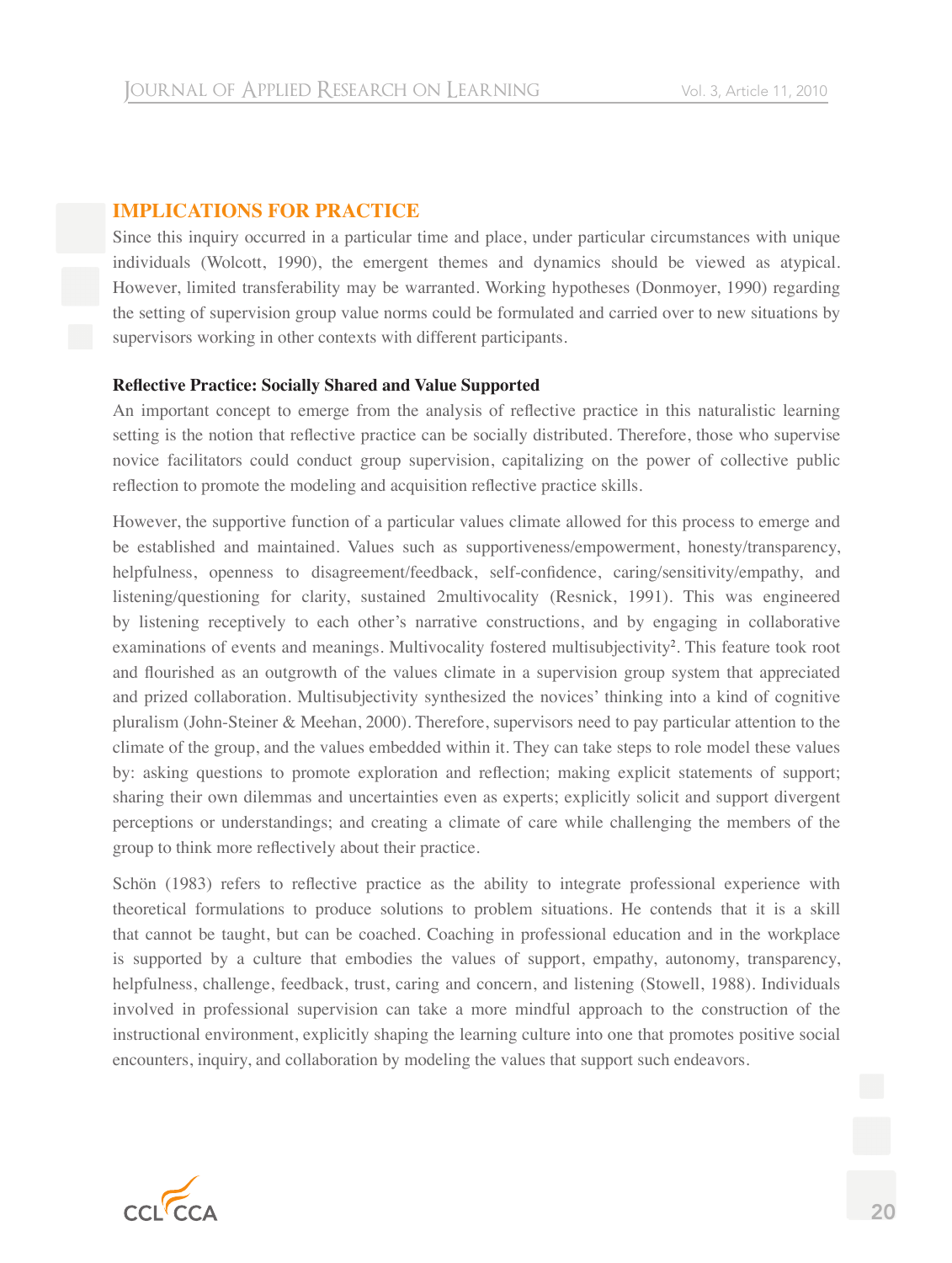## IMPLICATIONS FOR PRACTICE

Since this inquiry occurred in a particular time and place, under particular circumstances with unique individuals (Wolcott, 1990), the emergent themes and dynamics should be viewed as atypical. However, limited transferability may be warranted. Working hypotheses (Donmoyer, 1990) regarding the setting of supervision group value norms could be formulated and carried over to new situations by supervisors working in other contexts with different participants.

### Reflective Practice: Socially Shared and Value Supported

An important concept to emerge from the analysis of reflective practice in this naturalistic learning setting is the notion that reflective practice can be socially distributed. Therefore, those who supervise novice facilitators could conduct group supervision, capitalizing on the power of collective public reflection to promote the modeling and acquisition reflective practice skills.

However, the supportive function of a particular values climate allowed for this process to emerge and be established and maintained. Values such as supportiveness/empowerment, honesty/transparency, helpfulness, openness to disagreement/feedback, self-confidence, caring/sensitivity/empathy, and listening/questioning for clarity, sustained 2multivocality (Resnick, 1991). This was engineered by listening receptively to each other's narrative constructions, and by engaging in collaborative examinations of events and meanings. Multivocality fostered multisubjectivity[2]. This feature took root and flourished as an outgrowth of the values climate in a supervision group system that appreciated and prized collaboration. Multisubjectivity synthesized the novices' thinking into a kind of cognitive pluralism (John-Steiner & Meehan, 2000). Therefore, supervisors need to pay particular attention to the climate of the group, and the values embedded within it. They can take steps to role model these values by: asking questions to promote exploration and reflection; making explicit statements of support; sharing their own dilemmas and uncertainties even as experts; explicitly solicit and support divergent perceptions or understandings; and creating a climate of care while challenging the members of the group to think more reflectively about their practice.

Schön (1983) refers to reflective practice as the ability to integrate professional experience with theoretical formulations to produce solutions to problem situations. He contends that it is a skill that cannot be taught, but can be coached. Coaching in professional education and in the workplace is supported by a culture that embodies the values of support, empathy, autonomy, transparency, helpfulness, challenge, feedback, trust, caring and concern, and listening (Stowell, 1988). Individuals involved in professional supervision can take a more mindful approach to the construction of the instructional environment, explicitly shaping the learning culture into one that promotes positive social encounters, inquiry, and collaboration by modeling the values that support such endeavors.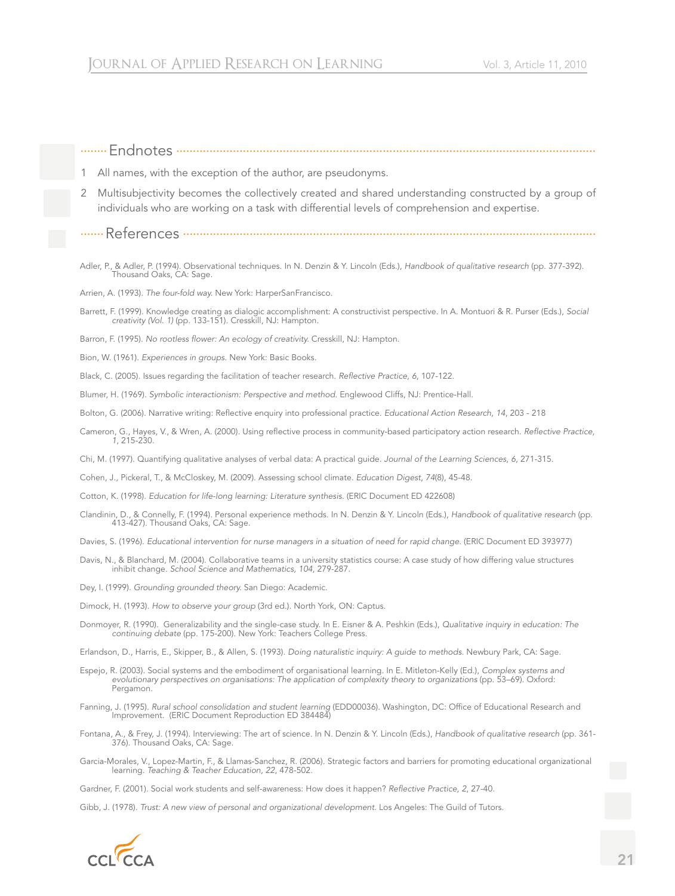## Endnotes

1. All names, with the exception of the author, are pseudonyms.
2. Multisubjectivity becomes the collectively created and shared understanding constructed by a group of individuals who are working on a task with differential levels of comprehension and expertise.

## References

Adler, P., & Adler, P. (1994). Observational techniques. In N. Denzin & Y. Lincoln (Eds.), *Handbook of qualitative research* (pp. 377-392). Thousand Oaks, CA: Sage.

Arrien, A. (1993). *The four-fold way.* New York: HarperSanFrancisco.

Barrett, F. (1999). Knowledge creating as dialogic accomplishment: A constructivist perspective. In A. Montuori & R. Purser (Eds.), *Social creativity (Vol. 1)* (pp. 133-151). Cresskill, NJ: Hampton.

Barron, F. (1995). *No rootless flower: An ecology of creativity.* Cresskill, NJ: Hampton.

Bion, W. (1961). *Experiences in groups.* New York: Basic Books.

Black, C. (2005). Issues regarding the facilitation of teacher research. *Reflective Practice, 6*, 107-122.

Blumer, H. (1969). *Symbolic interactionism: Perspective and method.* Englewood Cliffs, NJ: Prentice-Hall.

Bolton, G. (2006). Narrative writing: Reflective enquiry into professional practice. *Educational Action Research, 14*, 203 - 218

Cameron, G., Hayes, V., & Wren, A. (2000). Using reflective process in community-based participatory action research. *Reflective Practice, 1*, 215-230.

Chi, M. (1997). Quantifying qualitative analyses of verbal data: A practical guide. *Journal of the Learning Sciences, 6*, 271-315.

Cohen, J., Pickeral, T., & McCloskey, M. (2009). Assessing school climate. *Education Digest*, *74*(8), 45-48.

Cotton, K. (1998). *Education for life-long learning: Literature synthesis.* (ERIC Document ED 422608)

Clandinin, D., & Connelly, F. (1994). Personal experience methods. In N. Denzin & Y. Lincoln (Eds.), *Handbook of qualitative research* (pp. 413-427). Thousand Oaks, CA: Sage.

Davies, S. (1996). *Educational intervention for nurse managers in a situation of need for rapid change.* (ERIC Document ED 393977)

Davis, N., & Blanchard, M. (2004). Collaborative teams in a university statistics course: A case study of how differing value structures inhibit change. *School Science and Mathematics, 104*, 279-287.

Dey, I. (1999). *Grounding grounded theory.* San Diego: Academic.

Dimock, H. (1993). *How to observe your group* (3rd ed.). North York, ON: Captus.

Donmoyer, R. (1990). Generalizability and the single-case study. In E. Eisner & A. Peshkin (Eds.), *Qualitative inquiry in education: The continuing debate* (pp. 175-200). New York: Teachers College Press.

Erlandson, D., Harris, E., Skipper, B., & Allen, S. (1993). *Doing naturalistic inquiry: A guide to methods.* Newbury Park, CA: Sage.

Espejo, R. (2003). Social systems and the embodiment of organisational learning. In E. Mitleton-Kelly (Ed.), *Complex systems and evolutionary perspectives on organisations: The application of complexity theory to organizations* (pp. 53–69). Oxford: Pergamon.

Fanning, J. (1995). *Rural school consolidation and student learning* (EDD00036). Washington, DC: Office of Educational Research and Improvement. (ERIC Document Reproduction ED 384484)

Fontana, A., & Frey, J. (1994). Interviewing: The art of science. In N. Denzin & Y. Lincoln (Eds.), *Handbook of qualitative research* (pp. 361-376). Thousand Oaks, CA: Sage.

Garcia-Morales, V., Lopez-Martin, F., & Llamas-Sanchez, R. (2006). Strategic factors and barriers for promoting educational organizational learning. *Teaching & Teacher Education, 22*, 478-502.

Gardner, F. (2001). Social work students and self-awareness: How does it happen? *Reflective Practice, 2*, 27-40.

Gibb, J. (1978). *Trust: A new view of personal and organizational development.* Los Angeles: The Guild of Tutors.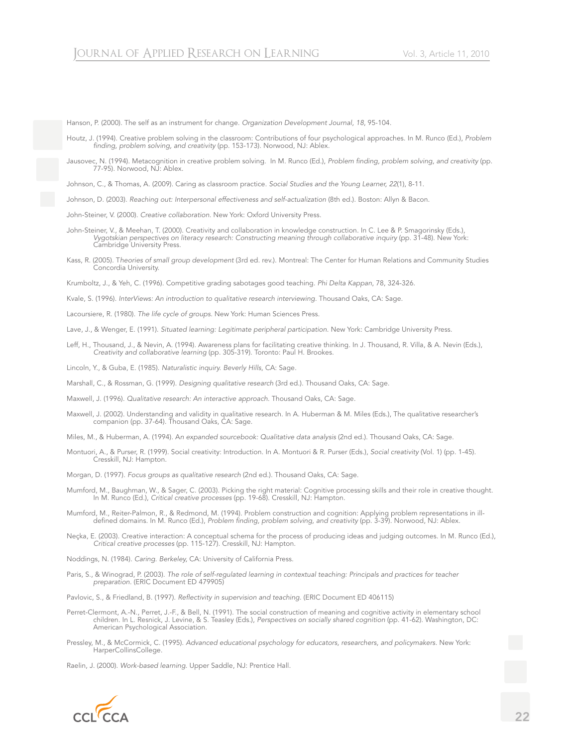Hanson, P. (2000). The self as an instrument for change. *Organization Development Journal, 18*, 95-104.

Houtz, J. (1994). Creative problem solving in the classroom: Contributions of four psychological approaches. In M. Runco (Ed.), *Problem finding, problem solving, and creativity* (pp. 153-173). Norwood, NJ: Ablex.

Jausovec, N. (1994). Metacognition in creative problem solving. In M. Runco (Ed.), *Problem finding, problem solving, and creativity* (pp. 77-95). Norwood, NJ: Ablex.

Johnson, C., & Thomas, A. (2009). Caring as classroom practice. *Social Studies and the Young Learner, 22*(1), 8-11.

Johnson, D. (2003). *Reaching out: Interpersonal effectiveness and self-actualization* (8th ed.). Boston: Allyn & Bacon.

John-Steiner, V. (2000). *Creative collaboration*. New York: Oxford University Press.

John-Steiner, V., & Meehan, T. (2000). Creativity and collaboration in knowledge construction. In C. Lee & P. Smagorinsky (Eds.), *Vygotskian perspectives on literacy research: Constructing meaning through collaborative inquiry* (pp. 31-48). New York: Cambridge University Press.

Kass, R. (2005). T*heories of small group development* (3rd ed. rev.). Montreal: The Center for Human Relations and Community Studies Concordia University.

Krumboltz, J., & Yeh, C. (1996). Competitive grading sabotages good teaching. *Phi Delta Kappan*, 78, 324-326.

Kvale, S. (1996). *InterViews: An introduction to qualitative research interviewing*. Thousand Oaks, CA: Sage.

Lacoursiere, R. (1980). *The life cycle of groups*. New York: Human Sciences Press.

Lave, J., & Wenger, E. (1991). *Situated learning: Legitimate peripheral participation*. New York: Cambridge University Press.

Leff, H., Thousand, J., & Nevin, A. (1994). Awareness plans for facilitating creative thinking. In J. Thousand, R. Villa, & A. Nevin (Eds.), *Creativity and collaborative learning* (pp. 305-319). Toronto: Paul H. Brookes.

Lincoln, Y., & Guba, E. (1985). *Naturalistic inquiry. Beverly Hills*, CA: Sage.

Marshall, C., & Rossman, G. (1999). *Designing qualitative research* (3rd ed.). Thousand Oaks, CA: Sage.

Maxwell, J. (1996). *Qualitative research: An interactive approach*. Thousand Oaks, CA: Sage.

Maxwell, J. (2002). Understanding and validity in qualitative research. In A. Huberman & M. Miles (Eds.), The qualitative researcher's companion (pp. 37-64). Thousand Oaks, CA: Sage.

Miles, M., & Huberman, A. (1994). A*n expanded sourcebook: Qualitative data analysis* (2nd ed.). Thousand Oaks, CA: Sage.

Montuori, A., & Purser, R. (1999). Social creativity: Introduction. In A. Montuori & R. Purser (Eds.), *Social creativity* (Vol. 1) (pp. 1-45). Cresskill, NJ: Hampton.

Morgan, D. (1997). *Focus groups as qualitative research* (2nd ed.). Thousand Oaks, CA: Sage.

Mumford, M., Baughman, W., & Sager, C. (2003). Picking the right material: Cognitive processing skills and their role in creative thought. In M. Runco (Ed.), *Critical creative processes* (pp. 19-68). Cresskill, NJ: Hampton.

Mumford, M., Reiter-Palmon, R., & Redmond, M. (1994). Problem construction and cognition: Applying problem representations in ill-defined domains. In M. Runco (Ed.), *Problem finding, problem solving, and creativity* (pp. 3-39). Norwood, NJ: Ablex.

Neçka, E. (2003). Creative interaction: A conceptual schema for the process of producing ideas and judging outcomes. In M. Runco (Ed.), *Critical creative processes* (pp. 115-127). Cresskill, NJ: Hampton.

Noddings, N. (1984). *Caring. Berkeley,* CA: University of California Press.

Paris, S., & Winograd, P. (2003). *The role of self-regulated learning in contextual teaching: Principals and practices for teacher preparation*. (ERIC Document ED 479905)

Pavlovic, S., & Friedland, B. (1997). *Reflectivity in supervision and teaching*. (ERIC Document ED 406115)

Perret-Clermont, A.-N., Perret, J.-F., & Bell, N. (1991). The social construction of meaning and cognitive activity in elementary school children. In L. Resnick, J. Levine, & S. Teasley (Eds.), *Perspectives on socially shared cognition* (pp. 41-62). Washington, DC: American Psychological Association.

Pressley, M., & McCormick, C. (1995). *Advanced educational psychology for educators, researchers, and policymakers*. New York: HarperCollinsCollege.

Raelin, J. (2000). *Work-based learning*. Upper Saddle, NJ: Prentice Hall.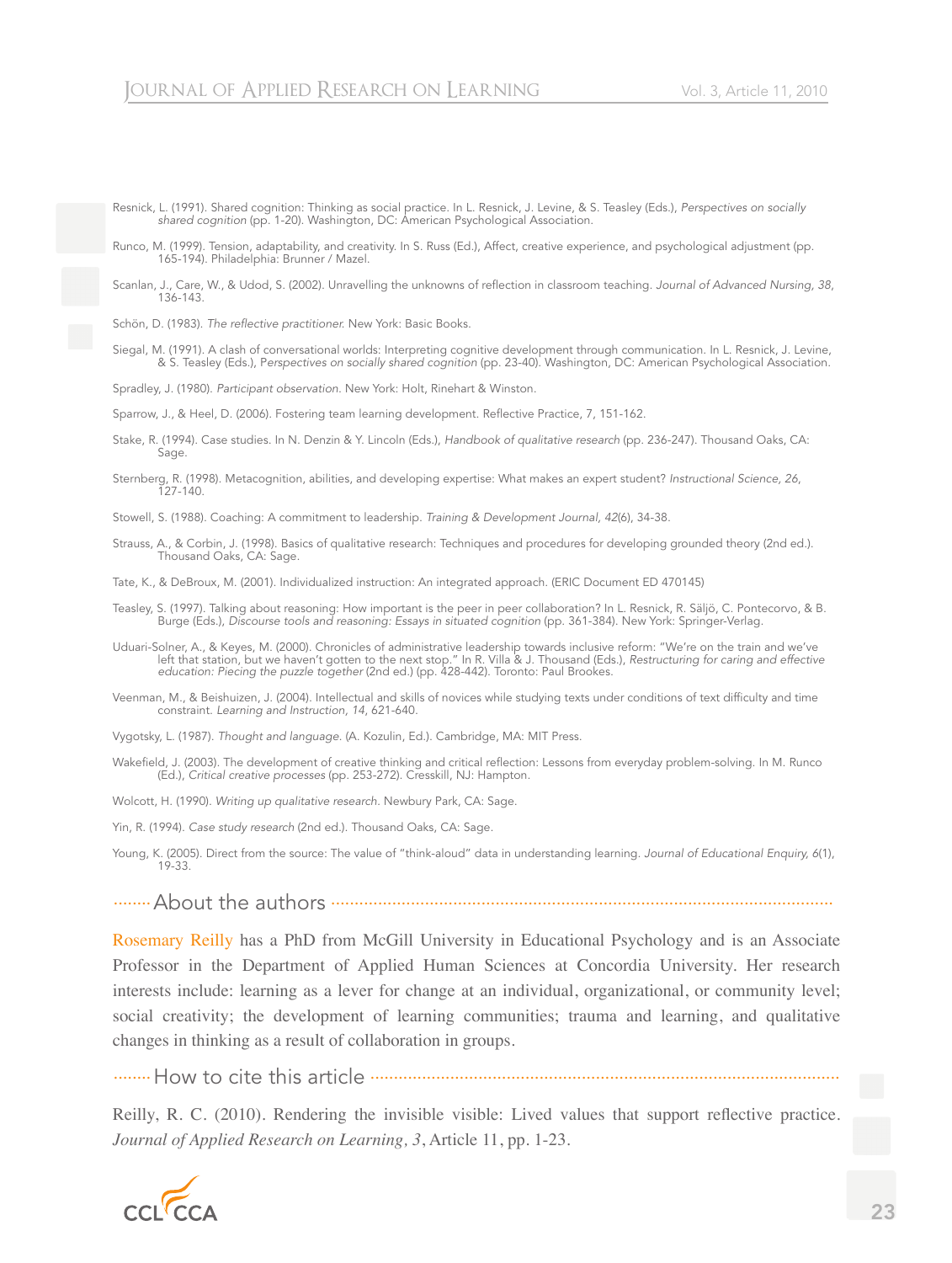Resnick, L. (1991). Shared cognition: Thinking as social practice. In L. Resnick, J. Levine, & S. Teasley (Eds.), *Perspectives on socially shared cognition* (pp. 1-20). Washington, DC: American Psychological Association.

Runco, M. (1999). Tension, adaptability, and creativity. In S. Russ (Ed.), Affect, creative experience, and psychological adjustment (pp. 165-194). Philadelphia: Brunner / Mazel.

Scanlan, J., Care, W., & Udod, S. (2002). Unravelling the unknowns of reflection in classroom teaching. *Journal of Advanced Nursing, 38*, 136-143.

Schön, D. (1983). *The reflective practitioner.* New York: Basic Books.

Siegal, M. (1991). A clash of conversational worlds: Interpreting cognitive development through communication. In L. Resnick, J. Levine, & S. Teasley (Eds.), *Perspectives on socially shared cognition* (pp. 23-40). Washington, DC: American Psychological Association.

Spradley, J. (1980). *Participant observation.* New York: Holt, Rinehart & Winston.

Sparrow, J., & Heel, D. (2006). Fostering team learning development. Reflective Practice, 7, 151-162.

Stake, R. (1994). Case studies. In N. Denzin & Y. Lincoln (Eds.), *Handbook of qualitative research* (pp. 236-247). Thousand Oaks, CA: Sage.

Sternberg, R. (1998). Metacognition, abilities, and developing expertise: What makes an expert student? *Instructional Science, 26*, 127-140.

Stowell, S. (1988). Coaching: A commitment to leadership. *Training & Development Journal, 42*(6), 34-38.

Strauss, A., & Corbin, J. (1998). Basics of qualitative research: Techniques and procedures for developing grounded theory (2nd ed.). Thousand Oaks, CA: Sage.

Tate, K., & DeBroux, M. (2001). Individualized instruction: An integrated approach. (ERIC Document ED 470145)

Teasley, S. (1997). Talking about reasoning: How important is the peer in peer collaboration? In L. Resnick, R. Säljö, C. Pontecorvo, & B. Burge (Eds.), *Discourse tools and reasoning: Essays in situated cognition* (pp. 361-384). New York: Springer-Verlag.

Uduari-Solner, A., & Keyes, M. (2000). Chronicles of administrative leadership towards inclusive reform: "We're on the train and we've left that station, but we haven't gotten to the next stop." In R. Villa & J. Thousand (Eds.), *Restructuring for caring and effective education: Piecing the puzzle together* (2nd ed.) (pp. 428-442). Toronto: Paul Brookes.

Veenman, M., & Beishuizen, J. (2004). Intellectual and skills of novices while studying texts under conditions of text difficulty and time constraint. *Learning and Instruction, 14*, 621-640.

Vygotsky, L. (1987). *Thought and language.* (A. Kozulin, Ed.). Cambridge, MA: MIT Press.

Wakefield, J. (2003). The development of creative thinking and critical reflection: Lessons from everyday problem-solving. In M. Runco (Ed.), *Critical creative processes* (pp. 253-272). Cresskill, NJ: Hampton.

Wolcott, H. (1990). *Writing up qualitative research.* Newbury Park, CA: Sage.

Yin, R. (1994). *Case study research* (2nd ed.). Thousand Oaks, CA: Sage.

Young, K. (2005). Direct from the source: The value of "think-aloud" data in understanding learning. *Journal of Educational Enquiry, 6*(1), 19-33.

## About the authors

Rosemary Reilly has a PhD from McGill University in Educational Psychology and is an Associate Professor in the Department of Applied Human Sciences at Concordia University. Her research interests include: learning as a lever for change at an individual, organizational, or community level; social creativity; the development of learning communities; trauma and learning, and qualitative changes in thinking as a result of collaboration in groups.

## How to cite this article

Reilly, R. C. (2010). Rendering the invisible visible: Lived values that support reflective practice. *Journal of Applied Research on Learning, 3*, Article 11, pp. 1-23.